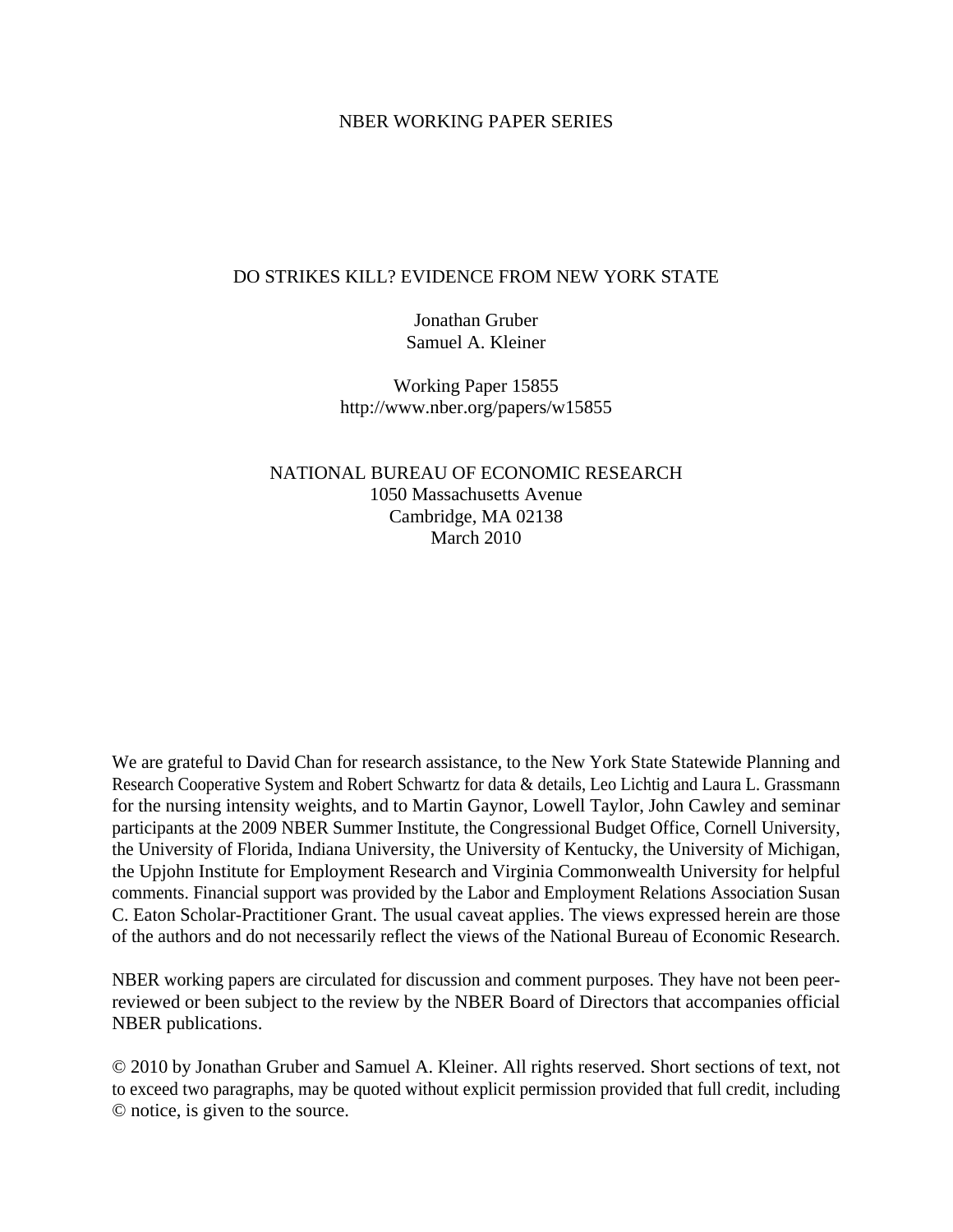NBER WORKING PAPER SERIES

# DO STRIKES KILL? EVIDENCE FROM NEW YORK STATE

Jonathan Gruber
Samuel A. Kleiner

Working Paper 15855
http://www.nber.org/papers/w15855

NATIONAL BUREAU OF ECONOMIC RESEARCH
1050 Massachusetts Avenue
Cambridge, MA 02138
March 2010

We are grateful to David Chan for research assistance, to the New York State Statewide Planning and Research Cooperative System and Robert Schwartz for data & details, Leo Lichtig and Laura L. Grassmann for the nursing intensity weights, and to Martin Gaynor, Lowell Taylor, John Cawley and seminar participants at the 2009 NBER Summer Institute, the Congressional Budget Office, Cornell University, the University of Florida, Indiana University, the University of Kentucky, the University of Michigan, the Upjohn Institute for Employment Research and Virginia Commonwealth University for helpful comments. Financial support was provided by the Labor and Employment Relations Association Susan C. Eaton Scholar-Practitioner Grant. The usual caveat applies. The views expressed herein are those of the authors and do not necessarily reflect the views of the National Bureau of Economic Research.

NBER working papers are circulated for discussion and comment purposes. They have not been peer-reviewed or been subject to the review by the NBER Board of Directors that accompanies official NBER publications.

© 2010 by Jonathan Gruber and Samuel A. Kleiner. All rights reserved. Short sections of text, not to exceed two paragraphs, may be quoted without explicit permission provided that full credit, including © notice, is given to the source.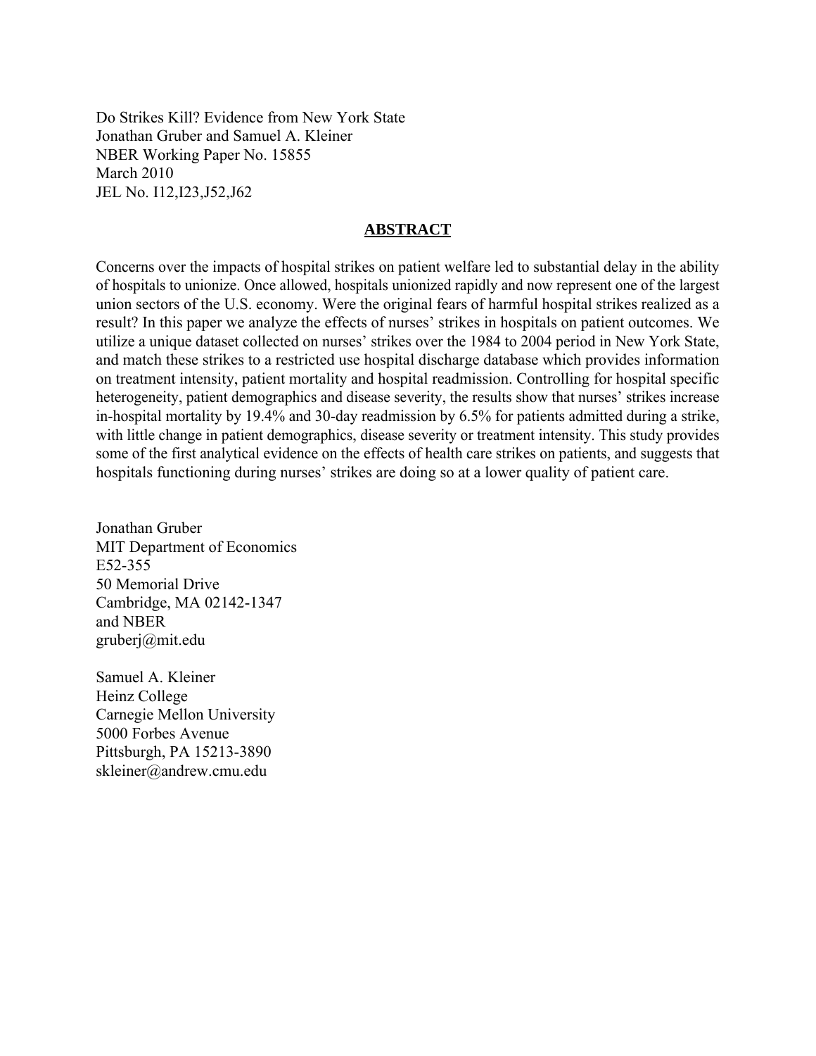Do Strikes Kill? Evidence from New York State
Jonathan Gruber and Samuel A. Kleiner
NBER Working Paper No. 15855
March 2010
JEL No. I12,I23,J52,J62

## **ABSTRACT**

Concerns over the impacts of hospital strikes on patient welfare led to substantial delay in the ability of hospitals to unionize. Once allowed, hospitals unionized rapidly and now represent one of the largest union sectors of the U.S. economy. Were the original fears of harmful hospital strikes realized as a result? In this paper we analyze the effects of nurses' strikes in hospitals on patient outcomes. We utilize a unique dataset collected on nurses' strikes over the 1984 to 2004 period in New York State, and match these strikes to a restricted use hospital discharge database which provides information on treatment intensity, patient mortality and hospital readmission. Controlling for hospital specific heterogeneity, patient demographics and disease severity, the results show that nurses' strikes increase in-hospital mortality by 19.4% and 30-day readmission by 6.5% for patients admitted during a strike, with little change in patient demographics, disease severity or treatment intensity. This study provides some of the first analytical evidence on the effects of health care strikes on patients, and suggests that hospitals functioning during nurses' strikes are doing so at a lower quality of patient care.

Jonathan Gruber
MIT Department of Economics
E52-355
50 Memorial Drive
Cambridge, MA 02142-1347
and NBER
gruberj@mit.edu

Samuel A. Kleiner
Heinz College
Carnegie Mellon University
5000 Forbes Avenue
Pittsburgh, PA 15213-3890
skleiner@andrew.cmu.edu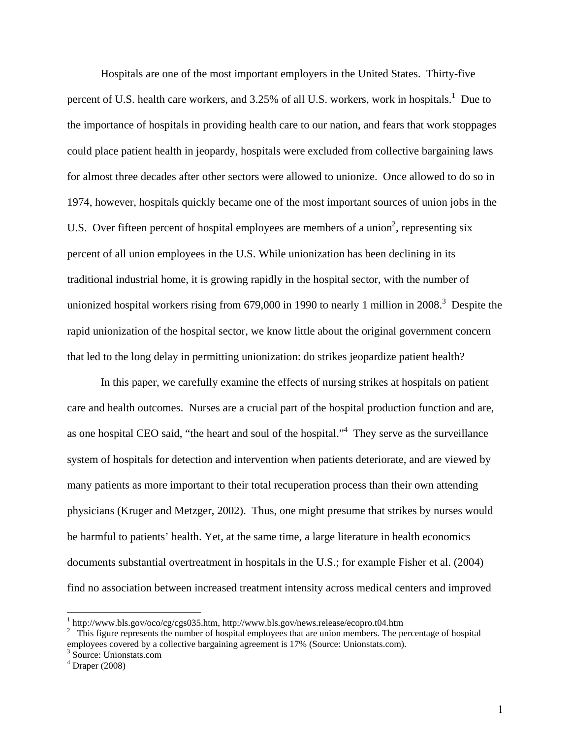Hospitals are one of the most important employers in the United States. Thirty-five percent of U.S. health care workers, and 3.25% of all U.S. workers, work in hospitals.[1] Due to the importance of hospitals in providing health care to our nation, and fears that work stoppages could place patient health in jeopardy, hospitals were excluded from collective bargaining laws for almost three decades after other sectors were allowed to unionize. Once allowed to do so in 1974, however, hospitals quickly became one of the most important sources of union jobs in the U.S. Over fifteen percent of hospital employees are members of a union[2], representing six percent of all union employees in the U.S. While unionization has been declining in its traditional industrial home, it is growing rapidly in the hospital sector, with the number of unionized hospital workers rising from 679,000 in 1990 to nearly 1 million in 2008.[3] Despite the rapid unionization of the hospital sector, we know little about the original government concern that led to the long delay in permitting unionization: do strikes jeopardize patient health?

In this paper, we carefully examine the effects of nursing strikes at hospitals on patient care and health outcomes. Nurses are a crucial part of the hospital production function and are, as one hospital CEO said, "the heart and soul of the hospital."[4] They serve as the surveillance system of hospitals for detection and intervention when patients deteriorate, and are viewed by many patients as more important to their total recuperation process than their own attending physicians (Kruger and Metzger, 2002). Thus, one might presume that strikes by nurses would be harmful to patients' health. Yet, at the same time, a large literature in health economics documents substantial overtreatment in hospitals in the U.S.; for example Fisher et al. (2004) find no association between increased treatment intensity across medical centers and improved

[1] http://www.bls.gov/oco/cg/cgs035.htm, http://www.bls.gov/news.release/ecopro.t04.htm

[2] This figure represents the number of hospital employees that are union members. The percentage of hospital employees covered by a collective bargaining agreement is 17% (Source: Unionstats.com).

[3] Source: Unionstats.com

[4] Draper (2008)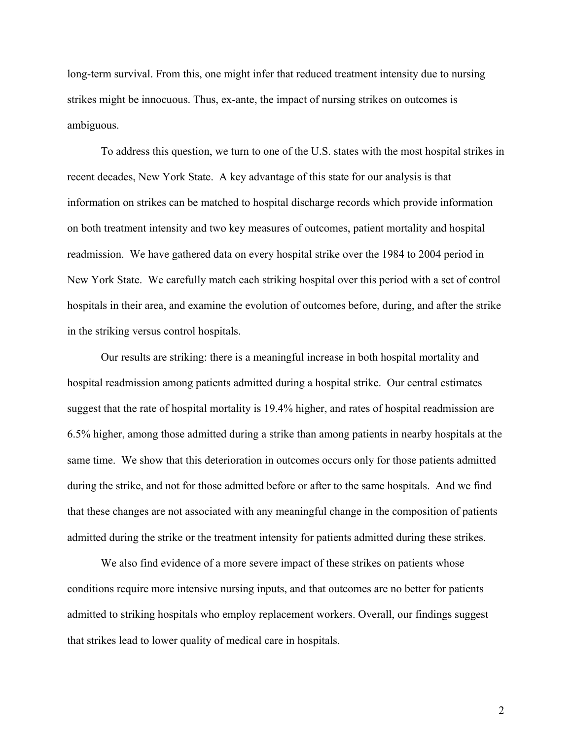long-term survival. From this, one might infer that reduced treatment intensity due to nursing strikes might be innocuous. Thus, ex-ante, the impact of nursing strikes on outcomes is ambiguous.

To address this question, we turn to one of the U.S. states with the most hospital strikes in recent decades, New York State. A key advantage of this state for our analysis is that information on strikes can be matched to hospital discharge records which provide information on both treatment intensity and two key measures of outcomes, patient mortality and hospital readmission. We have gathered data on every hospital strike over the 1984 to 2004 period in New York State. We carefully match each striking hospital over this period with a set of control hospitals in their area, and examine the evolution of outcomes before, during, and after the strike in the striking versus control hospitals.

Our results are striking: there is a meaningful increase in both hospital mortality and hospital readmission among patients admitted during a hospital strike. Our central estimates suggest that the rate of hospital mortality is 19.4% higher, and rates of hospital readmission are 6.5% higher, among those admitted during a strike than among patients in nearby hospitals at the same time. We show that this deterioration in outcomes occurs only for those patients admitted during the strike, and not for those admitted before or after to the same hospitals. And we find that these changes are not associated with any meaningful change in the composition of patients admitted during the strike or the treatment intensity for patients admitted during these strikes.

We also find evidence of a more severe impact of these strikes on patients whose conditions require more intensive nursing inputs, and that outcomes are no better for patients admitted to striking hospitals who employ replacement workers. Overall, our findings suggest that strikes lead to lower quality of medical care in hospitals.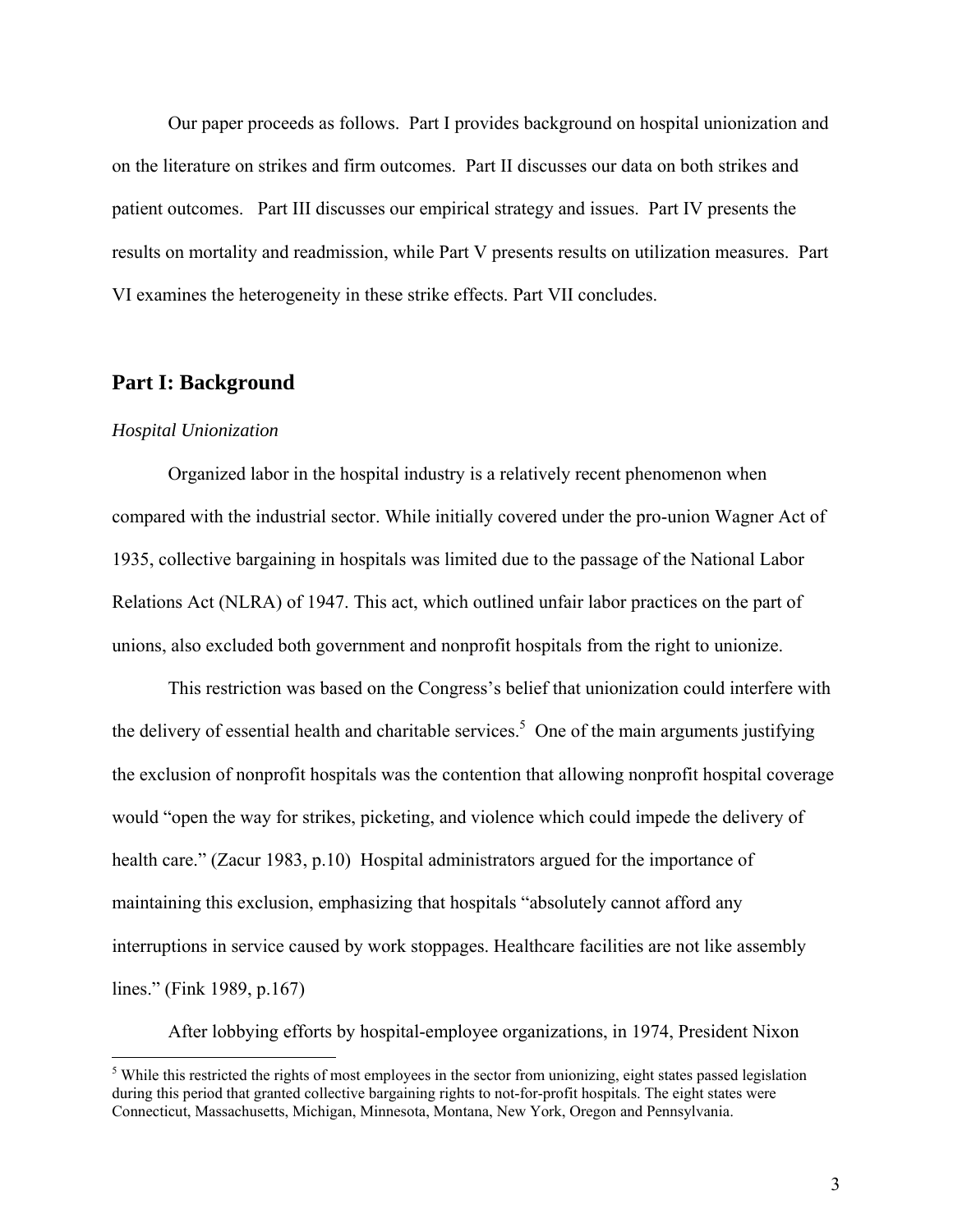Our paper proceeds as follows. Part I provides background on hospital unionization and on the literature on strikes and firm outcomes. Part II discusses our data on both strikes and patient outcomes. Part III discusses our empirical strategy and issues. Part IV presents the results on mortality and readmission, while Part V presents results on utilization measures. Part VI examines the heterogeneity in these strike effects. Part VII concludes.

## Part I: Background

*Hospital Unionization*

Organized labor in the hospital industry is a relatively recent phenomenon when compared with the industrial sector. While initially covered under the pro-union Wagner Act of 1935, collective bargaining in hospitals was limited due to the passage of the National Labor Relations Act (NLRA) of 1947. This act, which outlined unfair labor practices on the part of unions, also excluded both government and nonprofit hospitals from the right to unionize.

This restriction was based on the Congress's belief that unionization could interfere with the delivery of essential health and charitable services.[5] One of the main arguments justifying the exclusion of nonprofit hospitals was the contention that allowing nonprofit hospital coverage would "open the way for strikes, picketing, and violence which could impede the delivery of health care." (Zacur 1983, p.10) Hospital administrators argued for the importance of maintaining this exclusion, emphasizing that hospitals "absolutely cannot afford any interruptions in service caused by work stoppages. Healthcare facilities are not like assembly lines." (Fink 1989, p.167)

After lobbying efforts by hospital-employee organizations, in 1974, President Nixon

[5] While this restricted the rights of most employees in the sector from unionizing, eight states passed legislation during this period that granted collective bargaining rights to not-for-profit hospitals. The eight states were Connecticut, Massachusetts, Michigan, Minnesota, Montana, New York, Oregon and Pennsylvania.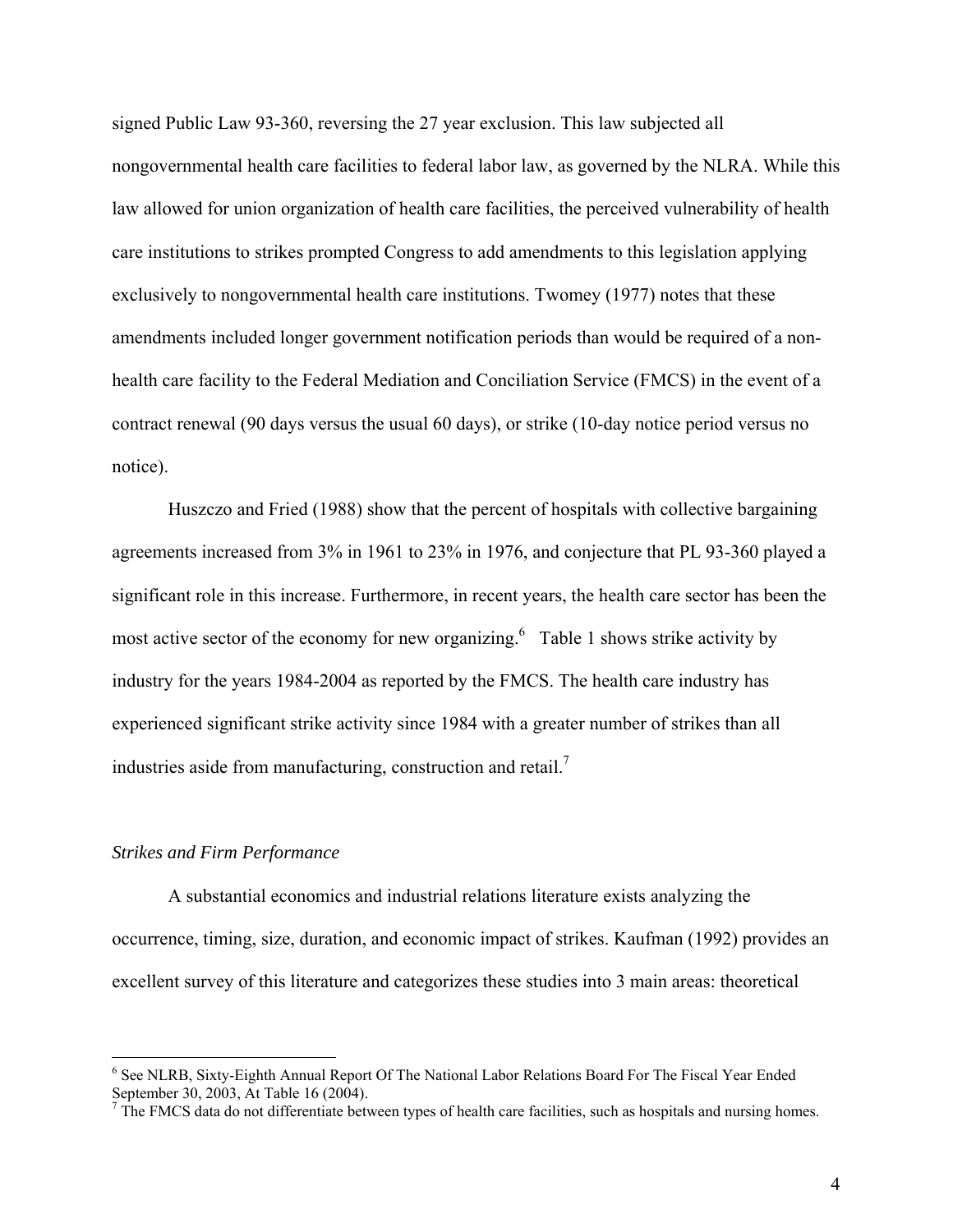signed Public Law 93-360, reversing the 27 year exclusion. This law subjected all nongovernmental health care facilities to federal labor law, as governed by the NLRA. While this law allowed for union organization of health care facilities, the perceived vulnerability of health care institutions to strikes prompted Congress to add amendments to this legislation applying exclusively to nongovernmental health care institutions. Twomey (1977) notes that these amendments included longer government notification periods than would be required of a non-health care facility to the Federal Mediation and Conciliation Service (FMCS) in the event of a contract renewal (90 days versus the usual 60 days), or strike (10-day notice period versus no notice).

Huszczo and Fried (1988) show that the percent of hospitals with collective bargaining agreements increased from 3% in 1961 to 23% in 1976, and conjecture that PL 93-360 played a significant role in this increase. Furthermore, in recent years, the health care sector has been the most active sector of the economy for new organizing.[6] Table 1 shows strike activity by industry for the years 1984-2004 as reported by the FMCS. The health care industry has experienced significant strike activity since 1984 with a greater number of strikes than all industries aside from manufacturing, construction and retail.[7]

*Strikes and Firm Performance*

A substantial economics and industrial relations literature exists analyzing the occurrence, timing, size, duration, and economic impact of strikes. Kaufman (1992) provides an excellent survey of this literature and categorizes these studies into 3 main areas: theoretical

[6] See NLRB, Sixty-Eighth Annual Report Of The National Labor Relations Board For The Fiscal Year Ended September 30, 2003, At Table 16 (2004).

[7] The FMCS data do not differentiate between types of health care facilities, such as hospitals and nursing homes.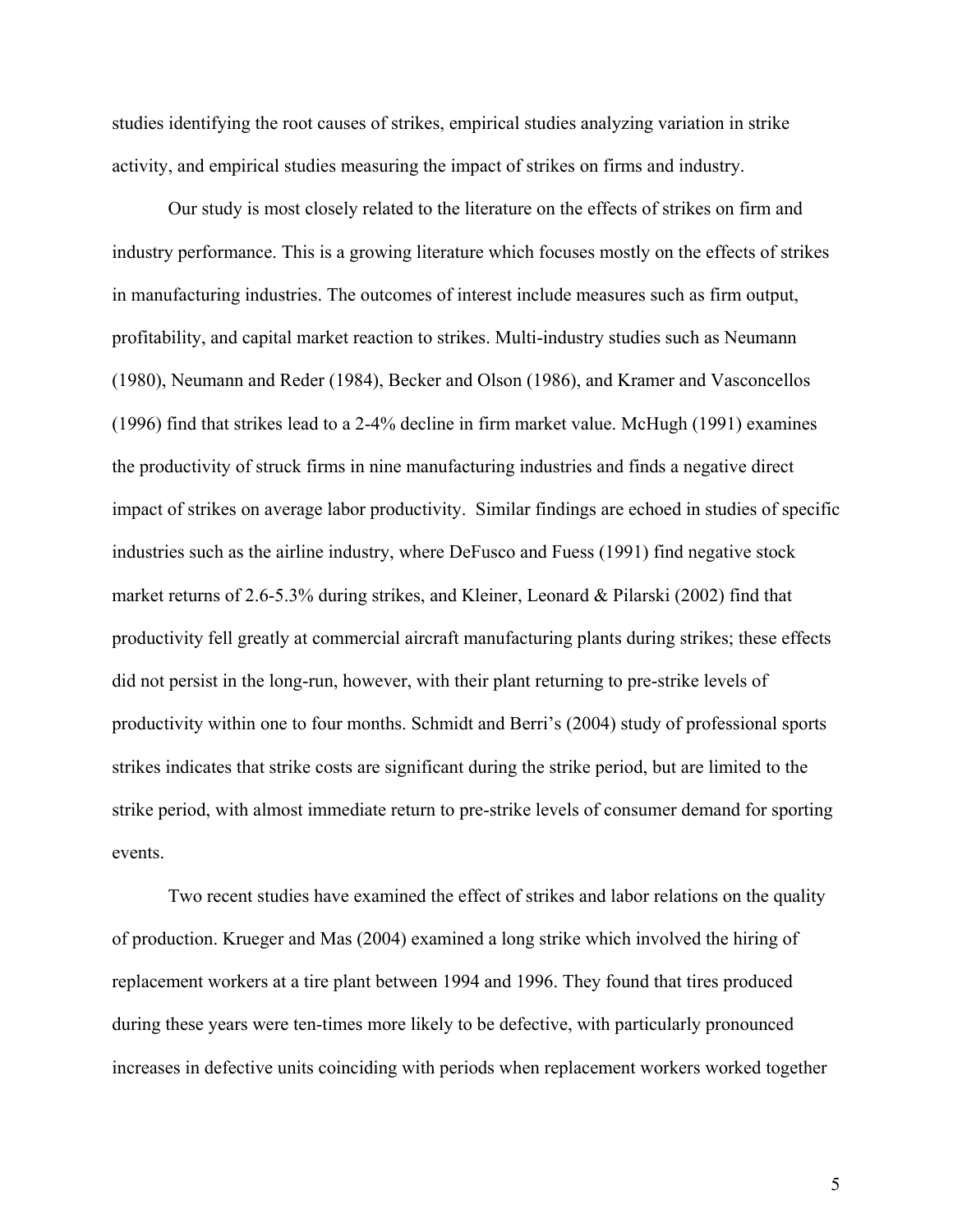studies identifying the root causes of strikes, empirical studies analyzing variation in strike activity, and empirical studies measuring the impact of strikes on firms and industry.

Our study is most closely related to the literature on the effects of strikes on firm and industry performance. This is a growing literature which focuses mostly on the effects of strikes in manufacturing industries. The outcomes of interest include measures such as firm output, profitability, and capital market reaction to strikes. Multi-industry studies such as Neumann (1980), Neumann and Reder (1984), Becker and Olson (1986), and Kramer and Vasconcellos (1996) find that strikes lead to a 2-4% decline in firm market value. McHugh (1991) examines the productivity of struck firms in nine manufacturing industries and finds a negative direct impact of strikes on average labor productivity. Similar findings are echoed in studies of specific industries such as the airline industry, where DeFusco and Fuess (1991) find negative stock market returns of 2.6-5.3% during strikes, and Kleiner, Leonard & Pilarski (2002) find that productivity fell greatly at commercial aircraft manufacturing plants during strikes; these effects did not persist in the long-run, however, with their plant returning to pre-strike levels of productivity within one to four months. Schmidt and Berri's (2004) study of professional sports strikes indicates that strike costs are significant during the strike period, but are limited to the strike period, with almost immediate return to pre-strike levels of consumer demand for sporting events.

Two recent studies have examined the effect of strikes and labor relations on the quality of production. Krueger and Mas (2004) examined a long strike which involved the hiring of replacement workers at a tire plant between 1994 and 1996. They found that tires produced during these years were ten-times more likely to be defective, with particularly pronounced increases in defective units coinciding with periods when replacement workers worked together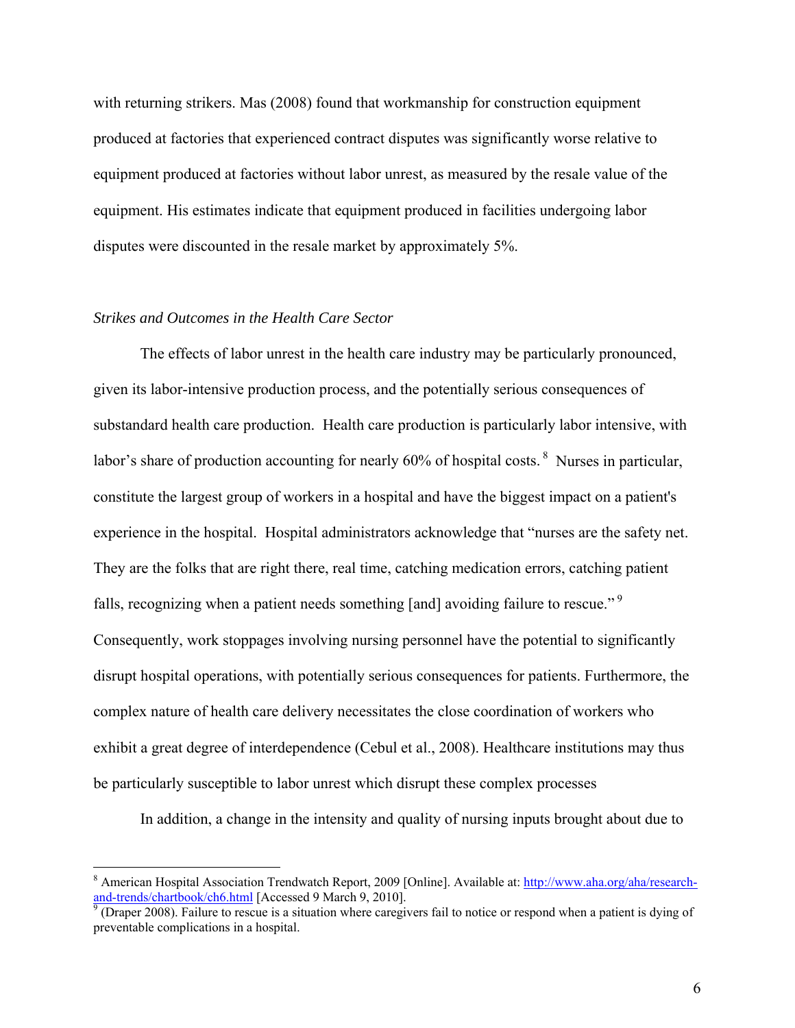with returning strikers. Mas (2008) found that workmanship for construction equipment produced at factories that experienced contract disputes was significantly worse relative to equipment produced at factories without labor unrest, as measured by the resale value of the equipment. His estimates indicate that equipment produced in facilities undergoing labor disputes were discounted in the resale market by approximately 5%.

*Strikes and Outcomes in the Health Care Sector*

The effects of labor unrest in the health care industry may be particularly pronounced, given its labor-intensive production process, and the potentially serious consequences of substandard health care production. Health care production is particularly labor intensive, with labor's share of production accounting for nearly 60% of hospital costs.[8] Nurses in particular, constitute the largest group of workers in a hospital and have the biggest impact on a patient's experience in the hospital. Hospital administrators acknowledge that "nurses are the safety net. They are the folks that are right there, real time, catching medication errors, catching patient falls, recognizing when a patient needs something [and] avoiding failure to rescue."[9] Consequently, work stoppages involving nursing personnel have the potential to significantly disrupt hospital operations, with potentially serious consequences for patients. Furthermore, the complex nature of health care delivery necessitates the close coordination of workers who exhibit a great degree of interdependence (Cebul et al., 2008). Healthcare institutions may thus be particularly susceptible to labor unrest which disrupt these complex processes

In addition, a change in the intensity and quality of nursing inputs brought about due to

---

[8] American Hospital Association Trendwatch Report, 2009 [Online]. Available at: http://www.aha.org/aha/research-and-trends/chartbook/ch6.html [Accessed 9 March 9, 2010].

[9] (Draper 2008). Failure to rescue is a situation where caregivers fail to notice or respond when a patient is dying of preventable complications in a hospital.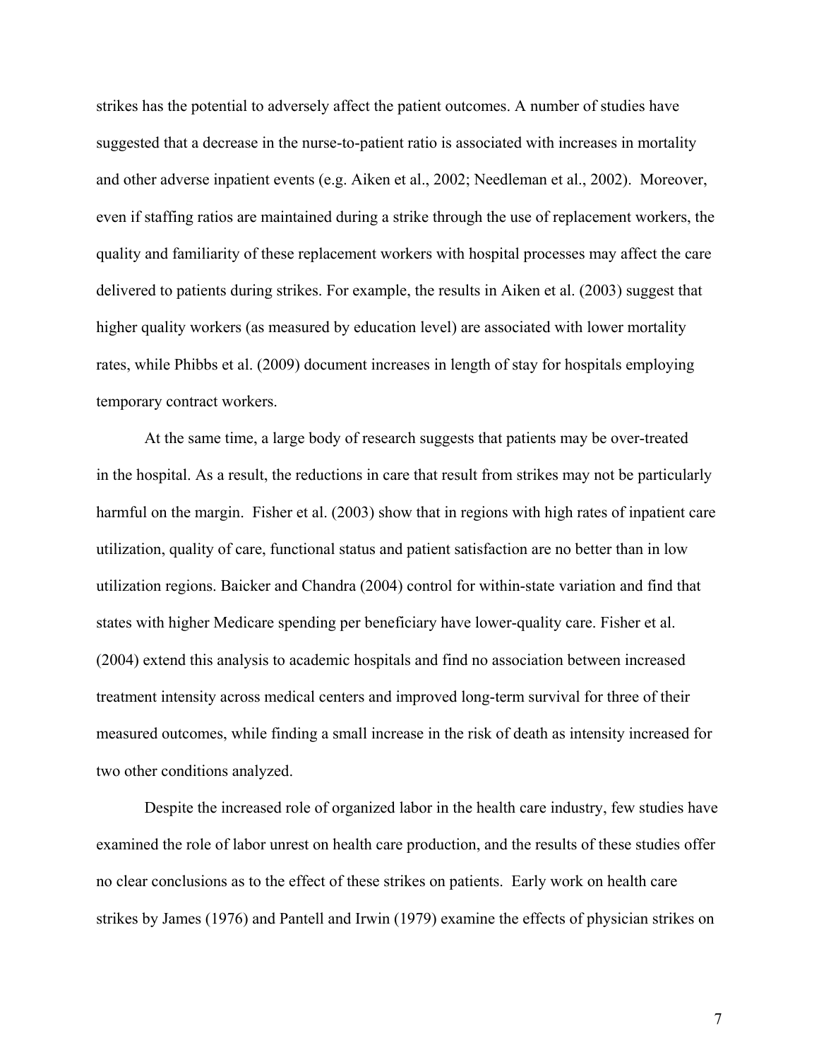strikes has the potential to adversely affect the patient outcomes. A number of studies have suggested that a decrease in the nurse-to-patient ratio is associated with increases in mortality and other adverse inpatient events (e.g. Aiken et al., 2002; Needleman et al., 2002). Moreover, even if staffing ratios are maintained during a strike through the use of replacement workers, the quality and familiarity of these replacement workers with hospital processes may affect the care delivered to patients during strikes. For example, the results in Aiken et al. (2003) suggest that higher quality workers (as measured by education level) are associated with lower mortality rates, while Phibbs et al. (2009) document increases in length of stay for hospitals employing temporary contract workers.

At the same time, a large body of research suggests that patients may be over-treated in the hospital. As a result, the reductions in care that result from strikes may not be particularly harmful on the margin. Fisher et al. (2003) show that in regions with high rates of inpatient care utilization, quality of care, functional status and patient satisfaction are no better than in low utilization regions. Baicker and Chandra (2004) control for within-state variation and find that states with higher Medicare spending per beneficiary have lower-quality care. Fisher et al. (2004) extend this analysis to academic hospitals and find no association between increased treatment intensity across medical centers and improved long-term survival for three of their measured outcomes, while finding a small increase in the risk of death as intensity increased for two other conditions analyzed.

Despite the increased role of organized labor in the health care industry, few studies have examined the role of labor unrest on health care production, and the results of these studies offer no clear conclusions as to the effect of these strikes on patients. Early work on health care strikes by James (1976) and Pantell and Irwin (1979) examine the effects of physician strikes on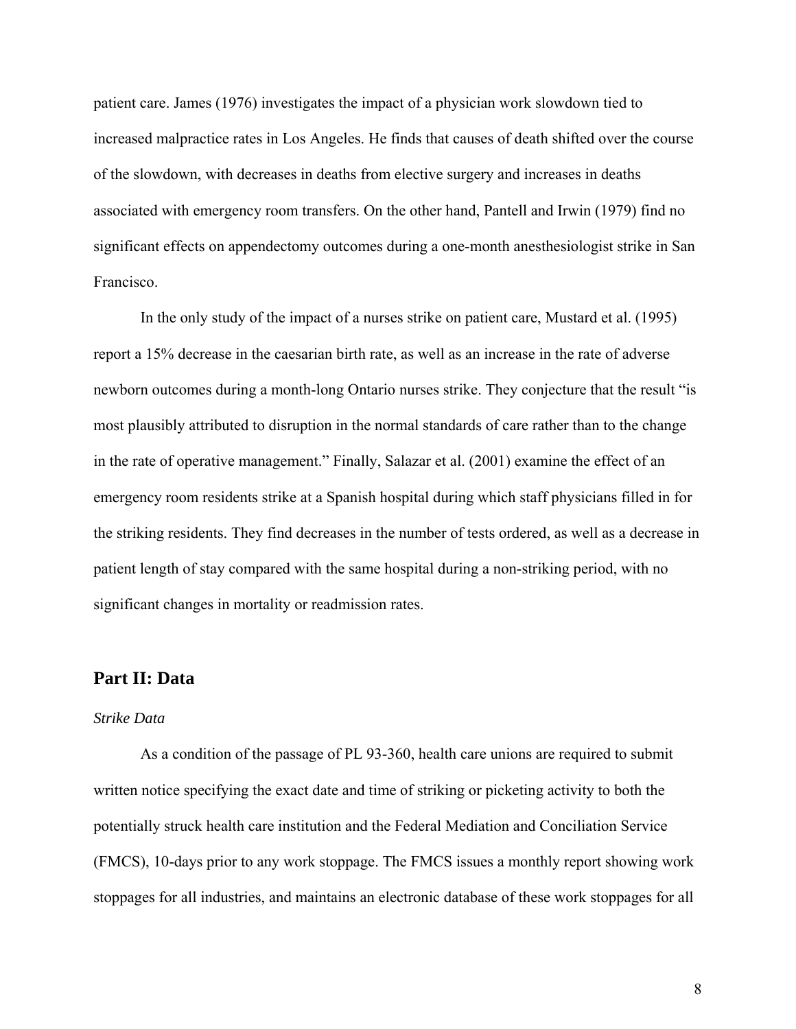patient care. James (1976) investigates the impact of a physician work slowdown tied to increased malpractice rates in Los Angeles. He finds that causes of death shifted over the course of the slowdown, with decreases in deaths from elective surgery and increases in deaths associated with emergency room transfers. On the other hand, Pantell and Irwin (1979) find no significant effects on appendectomy outcomes during a one-month anesthesiologist strike in San Francisco.

In the only study of the impact of a nurses strike on patient care, Mustard et al. (1995) report a 15% decrease in the caesarian birth rate, as well as an increase in the rate of adverse newborn outcomes during a month-long Ontario nurses strike. They conjecture that the result "is most plausibly attributed to disruption in the normal standards of care rather than to the change in the rate of operative management." Finally, Salazar et al. (2001) examine the effect of an emergency room residents strike at a Spanish hospital during which staff physicians filled in for the striking residents. They find decreases in the number of tests ordered, as well as a decrease in patient length of stay compared with the same hospital during a non-striking period, with no significant changes in mortality or readmission rates.

## Part II: Data

*Strike Data*

As a condition of the passage of PL 93-360, health care unions are required to submit written notice specifying the exact date and time of striking or picketing activity to both the potentially struck health care institution and the Federal Mediation and Conciliation Service (FMCS), 10-days prior to any work stoppage. The FMCS issues a monthly report showing work stoppages for all industries, and maintains an electronic database of these work stoppages for all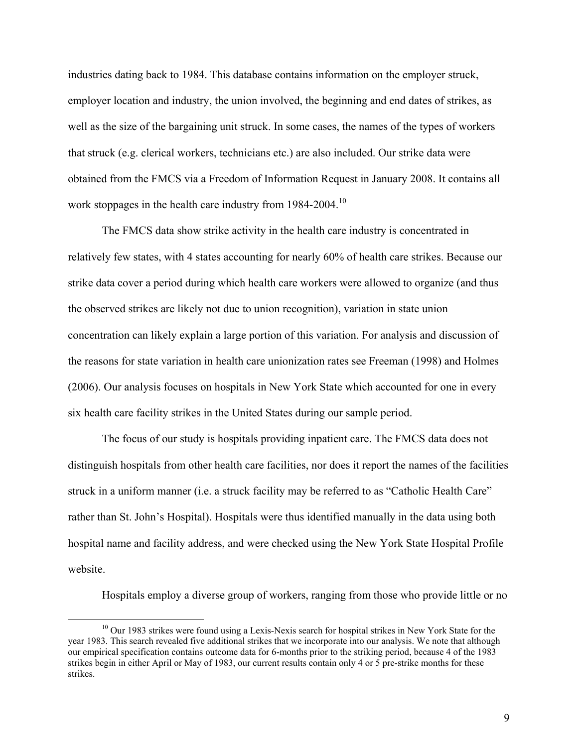industries dating back to 1984. This database contains information on the employer struck, employer location and industry, the union involved, the beginning and end dates of strikes, as well as the size of the bargaining unit struck. In some cases, the names of the types of workers that struck (e.g. clerical workers, technicians etc.) are also included. Our strike data were obtained from the FMCS via a Freedom of Information Request in January 2008. It contains all work stoppages in the health care industry from 1984-2004.[10]

The FMCS data show strike activity in the health care industry is concentrated in relatively few states, with 4 states accounting for nearly 60% of health care strikes. Because our strike data cover a period during which health care workers were allowed to organize (and thus the observed strikes are likely not due to union recognition), variation in state union concentration can likely explain a large portion of this variation. For analysis and discussion of the reasons for state variation in health care unionization rates see Freeman (1998) and Holmes (2006). Our analysis focuses on hospitals in New York State which accounted for one in every six health care facility strikes in the United States during our sample period.

The focus of our study is hospitals providing inpatient care. The FMCS data does not distinguish hospitals from other health care facilities, nor does it report the names of the facilities struck in a uniform manner (i.e. a struck facility may be referred to as "Catholic Health Care" rather than St. John's Hospital). Hospitals were thus identified manually in the data using both hospital name and facility address, and were checked using the New York State Hospital Profile website.

Hospitals employ a diverse group of workers, ranging from those who provide little or no

[10] Our 1983 strikes were found using a Lexis-Nexis search for hospital strikes in New York State for the year 1983. This search revealed five additional strikes that we incorporate into our analysis. We note that although our empirical specification contains outcome data for 6-months prior to the striking period, because 4 of the 1983 strikes begin in either April or May of 1983, our current results contain only 4 or 5 pre-strike months for these strikes.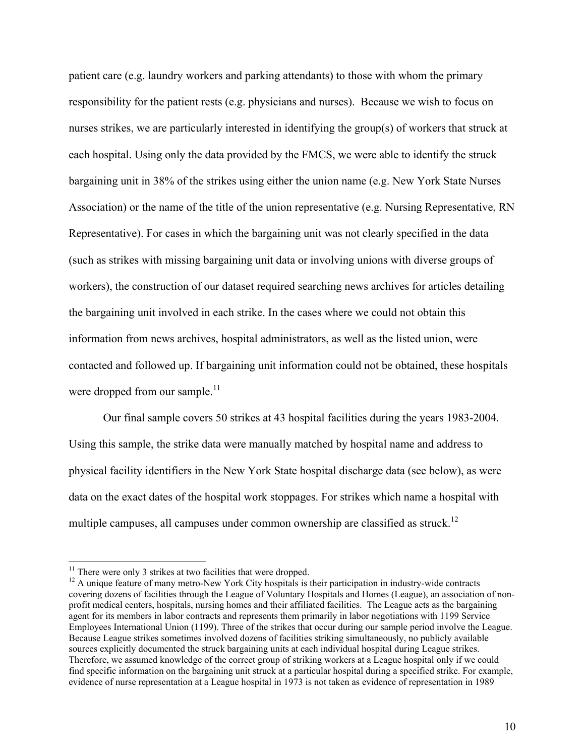patient care (e.g. laundry workers and parking attendants) to those with whom the primary responsibility for the patient rests (e.g. physicians and nurses). Because we wish to focus on nurses strikes, we are particularly interested in identifying the group(s) of workers that struck at each hospital. Using only the data provided by the FMCS, we were able to identify the struck bargaining unit in 38% of the strikes using either the union name (e.g. New York State Nurses Association) or the name of the title of the union representative (e.g. Nursing Representative, RN Representative). For cases in which the bargaining unit was not clearly specified in the data (such as strikes with missing bargaining unit data or involving unions with diverse groups of workers), the construction of our dataset required searching news archives for articles detailing the bargaining unit involved in each strike. In the cases where we could not obtain this information from news archives, hospital administrators, as well as the listed union, were contacted and followed up. If bargaining unit information could not be obtained, these hospitals were dropped from our sample.[11]

Our final sample covers 50 strikes at 43 hospital facilities during the years 1983-2004. Using this sample, the strike data were manually matched by hospital name and address to physical facility identifiers in the New York State hospital discharge data (see below), as were data on the exact dates of the hospital work stoppages. For strikes which name a hospital with multiple campuses, all campuses under common ownership are classified as struck.[12]

[11] There were only 3 strikes at two facilities that were dropped.

[12] A unique feature of many metro-New York City hospitals is their participation in industry-wide contracts covering dozens of facilities through the League of Voluntary Hospitals and Homes (League), an association of non-profit medical centers, hospitals, nursing homes and their affiliated facilities. The League acts as the bargaining agent for its members in labor contracts and represents them primarily in labor negotiations with 1199 Service Employees International Union (1199). Three of the strikes that occur during our sample period involve the League. Because League strikes sometimes involved dozens of facilities striking simultaneously, no publicly available sources explicitly documented the struck bargaining units at each individual hospital during League strikes. Therefore, we assumed knowledge of the correct group of striking workers at a League hospital only if we could find specific information on the bargaining unit struck at a particular hospital during a specified strike. For example, evidence of nurse representation at a League hospital in 1973 is not taken as evidence of representation in 1989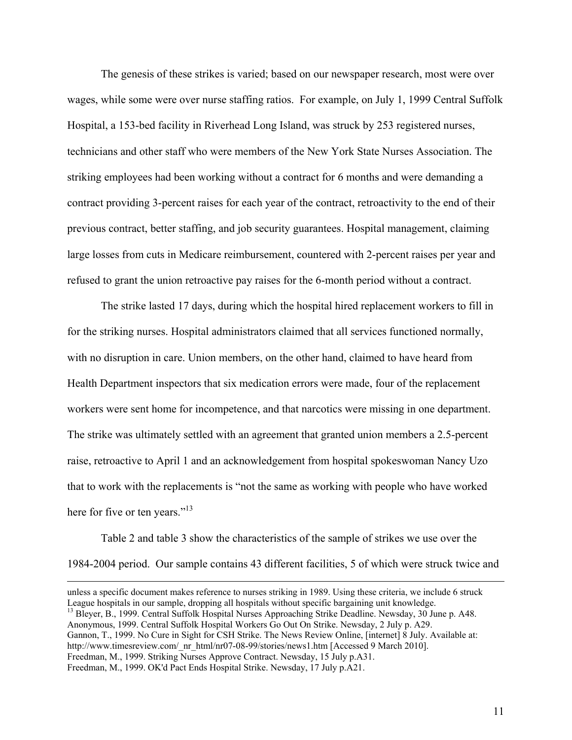The genesis of these strikes is varied; based on our newspaper research, most were over wages, while some were over nurse staffing ratios. For example, on July 1, 1999 Central Suffolk Hospital, a 153-bed facility in Riverhead Long Island, was struck by 253 registered nurses, technicians and other staff who were members of the New York State Nurses Association. The striking employees had been working without a contract for 6 months and were demanding a contract providing 3-percent raises for each year of the contract, retroactivity to the end of their previous contract, better staffing, and job security guarantees. Hospital management, claiming large losses from cuts in Medicare reimbursement, countered with 2-percent raises per year and refused to grant the union retroactive pay raises for the 6-month period without a contract.

The strike lasted 17 days, during which the hospital hired replacement workers to fill in for the striking nurses. Hospital administrators claimed that all services functioned normally, with no disruption in care. Union members, on the other hand, claimed to have heard from Health Department inspectors that six medication errors were made, four of the replacement workers were sent home for incompetence, and that narcotics were missing in one department. The strike was ultimately settled with an agreement that granted union members a 2.5-percent raise, retroactive to April 1 and an acknowledgement from hospital spokeswoman Nancy Uzo that to work with the replacements is "not the same as working with people who have worked here for five or ten years."[13]

Table 2 and table 3 show the characteristics of the sample of strikes we use over the 1984-2004 period. Our sample contains 43 different facilities, 5 of which were struck twice and

---

unless a specific document makes reference to nurses striking in 1989. Using these criteria, we include 6 struck League hospitals in our sample, dropping all hospitals without specific bargaining unit knowledge.

[13] Bleyer, B., 1999. Central Suffolk Hospital Nurses Approaching Strike Deadline. Newsday, 30 June p. A48.
Anonymous, 1999. Central Suffolk Hospital Workers Go Out On Strike. Newsday, 2 July p. A29.
Gannon, T., 1999. No Cure in Sight for CSH Strike. The News Review Online, [internet] 8 July. Available at: http://www.timesreview.com/_nr_html/nr07-08-99/stories/news1.htm [Accessed 9 March 2010].
Freedman, M., 1999. Striking Nurses Approve Contract. Newsday, 15 July p.A31.
Freedman, M., 1999. OK'd Pact Ends Hospital Strike. Newsday, 17 July p.A21.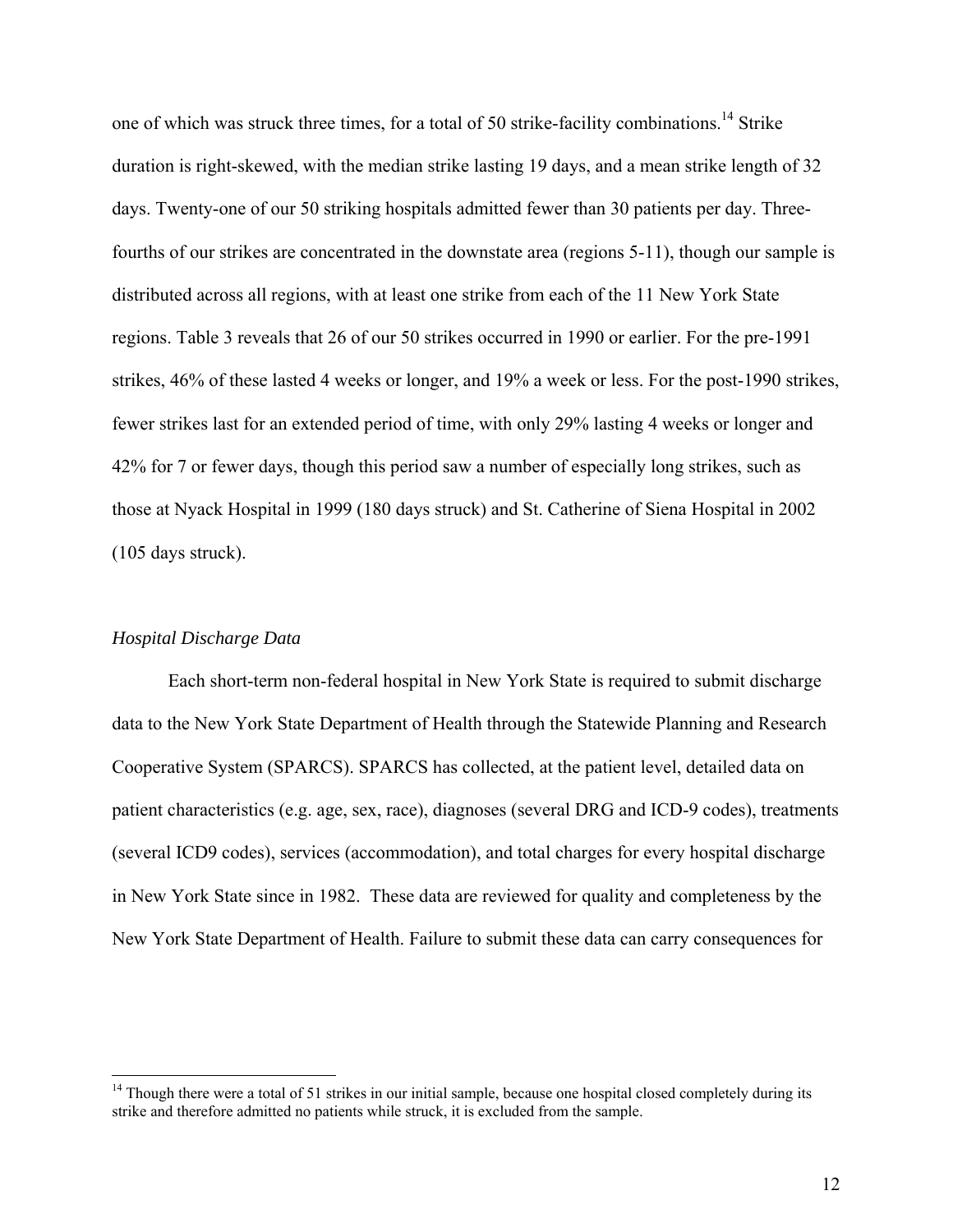one of which was struck three times, for a total of 50 strike-facility combinations.[14] Strike duration is right-skewed, with the median strike lasting 19 days, and a mean strike length of 32 days. Twenty-one of our 50 striking hospitals admitted fewer than 30 patients per day. Three-fourths of our strikes are concentrated in the downstate area (regions 5-11), though our sample is distributed across all regions, with at least one strike from each of the 11 New York State regions. Table 3 reveals that 26 of our 50 strikes occurred in 1990 or earlier. For the pre-1991 strikes, 46% of these lasted 4 weeks or longer, and 19% a week or less. For the post-1990 strikes, fewer strikes last for an extended period of time, with only 29% lasting 4 weeks or longer and 42% for 7 or fewer days, though this period saw a number of especially long strikes, such as those at Nyack Hospital in 1999 (180 days struck) and St. Catherine of Siena Hospital in 2002 (105 days struck).

*Hospital Discharge Data*

Each short-term non-federal hospital in New York State is required to submit discharge data to the New York State Department of Health through the Statewide Planning and Research Cooperative System (SPARCS). SPARCS has collected, at the patient level, detailed data on patient characteristics (e.g. age, sex, race), diagnoses (several DRG and ICD-9 codes), treatments (several ICD9 codes), services (accommodation), and total charges for every hospital discharge in New York State since in 1982. These data are reviewed for quality and completeness by the New York State Department of Health. Failure to submit these data can carry consequences for

[14] Though there were a total of 51 strikes in our initial sample, because one hospital closed completely during its strike and therefore admitted no patients while struck, it is excluded from the sample.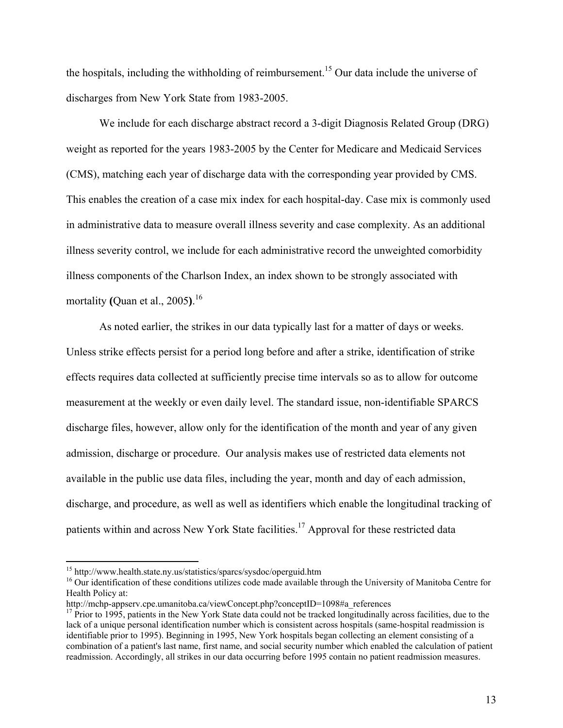the hospitals, including the withholding of reimbursement.[15] Our data include the universe of discharges from New York State from 1983-2005.

We include for each discharge abstract record a 3-digit Diagnosis Related Group (DRG) weight as reported for the years 1983-2005 by the Center for Medicare and Medicaid Services (CMS), matching each year of discharge data with the corresponding year provided by CMS. This enables the creation of a case mix index for each hospital-day. Case mix is commonly used in administrative data to measure overall illness severity and case complexity. As an additional illness severity control, we include for each administrative record the unweighted comorbidity illness components of the Charlson Index, an index shown to be strongly associated with mortality **(**Quan et al., 2005**)**.[16]

As noted earlier, the strikes in our data typically last for a matter of days or weeks. Unless strike effects persist for a period long before and after a strike, identification of strike effects requires data collected at sufficiently precise time intervals so as to allow for outcome measurement at the weekly or even daily level. The standard issue, non-identifiable SPARCS discharge files, however, allow only for the identification of the month and year of any given admission, discharge or procedure. Our analysis makes use of restricted data elements not available in the public use data files, including the year, month and day of each admission, discharge, and procedure, as well as well as identifiers which enable the longitudinal tracking of patients within and across New York State facilities.[17] Approval for these restricted data

---

[15] http://www.health.state.ny.us/statistics/sparcs/sysdoc/operguid.htm

[16] Our identification of these conditions utilizes code made available through the University of Manitoba Centre for Health Policy at:
http://mchp-appserv.cpe.umanitoba.ca/viewConcept.php?conceptID=1098#a_references

[17] Prior to 1995, patients in the New York State data could not be tracked longitudinally across facilities, due to the lack of a unique personal identification number which is consistent across hospitals (same-hospital readmission is identifiable prior to 1995). Beginning in 1995, New York hospitals began collecting an element consisting of a combination of a patient's last name, first name, and social security number which enabled the calculation of patient readmission. Accordingly, all strikes in our data occurring before 1995 contain no patient readmission measures.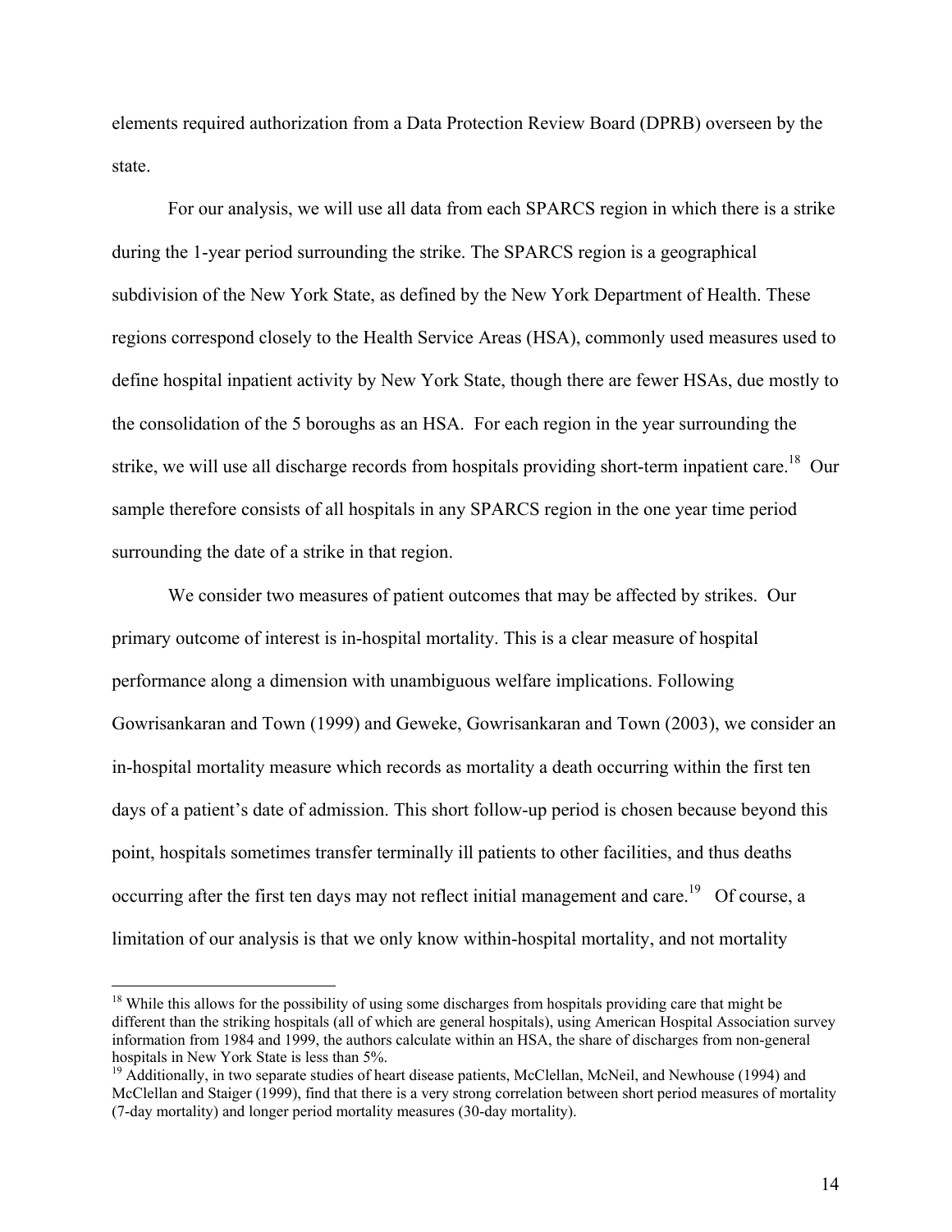elements required authorization from a Data Protection Review Board (DPRB) overseen by the state.

For our analysis, we will use all data from each SPARCS region in which there is a strike during the 1-year period surrounding the strike. The SPARCS region is a geographical subdivision of the New York State, as defined by the New York Department of Health. These regions correspond closely to the Health Service Areas (HSA), commonly used measures used to define hospital inpatient activity by New York State, though there are fewer HSAs, due mostly to the consolidation of the 5 boroughs as an HSA. For each region in the year surrounding the strike, we will use all discharge records from hospitals providing short-term inpatient care.[18] Our sample therefore consists of all hospitals in any SPARCS region in the one year time period surrounding the date of a strike in that region.

We consider two measures of patient outcomes that may be affected by strikes. Our primary outcome of interest is in-hospital mortality. This is a clear measure of hospital performance along a dimension with unambiguous welfare implications. Following Gowrisankaran and Town (1999) and Geweke, Gowrisankaran and Town (2003), we consider an in-hospital mortality measure which records as mortality a death occurring within the first ten days of a patient's date of admission. This short follow-up period is chosen because beyond this point, hospitals sometimes transfer terminally ill patients to other facilities, and thus deaths occurring after the first ten days may not reflect initial management and care.[19] Of course, a limitation of our analysis is that we only know within-hospital mortality, and not mortality

[18] While this allows for the possibility of using some discharges from hospitals providing care that might be different than the striking hospitals (all of which are general hospitals), using American Hospital Association survey information from 1984 and 1999, the authors calculate within an HSA, the share of discharges from non-general hospitals in New York State is less than 5%.

[19] Additionally, in two separate studies of heart disease patients, McClellan, McNeil, and Newhouse (1994) and McClellan and Staiger (1999), find that there is a very strong correlation between short period measures of mortality (7-day mortality) and longer period mortality measures (30-day mortality).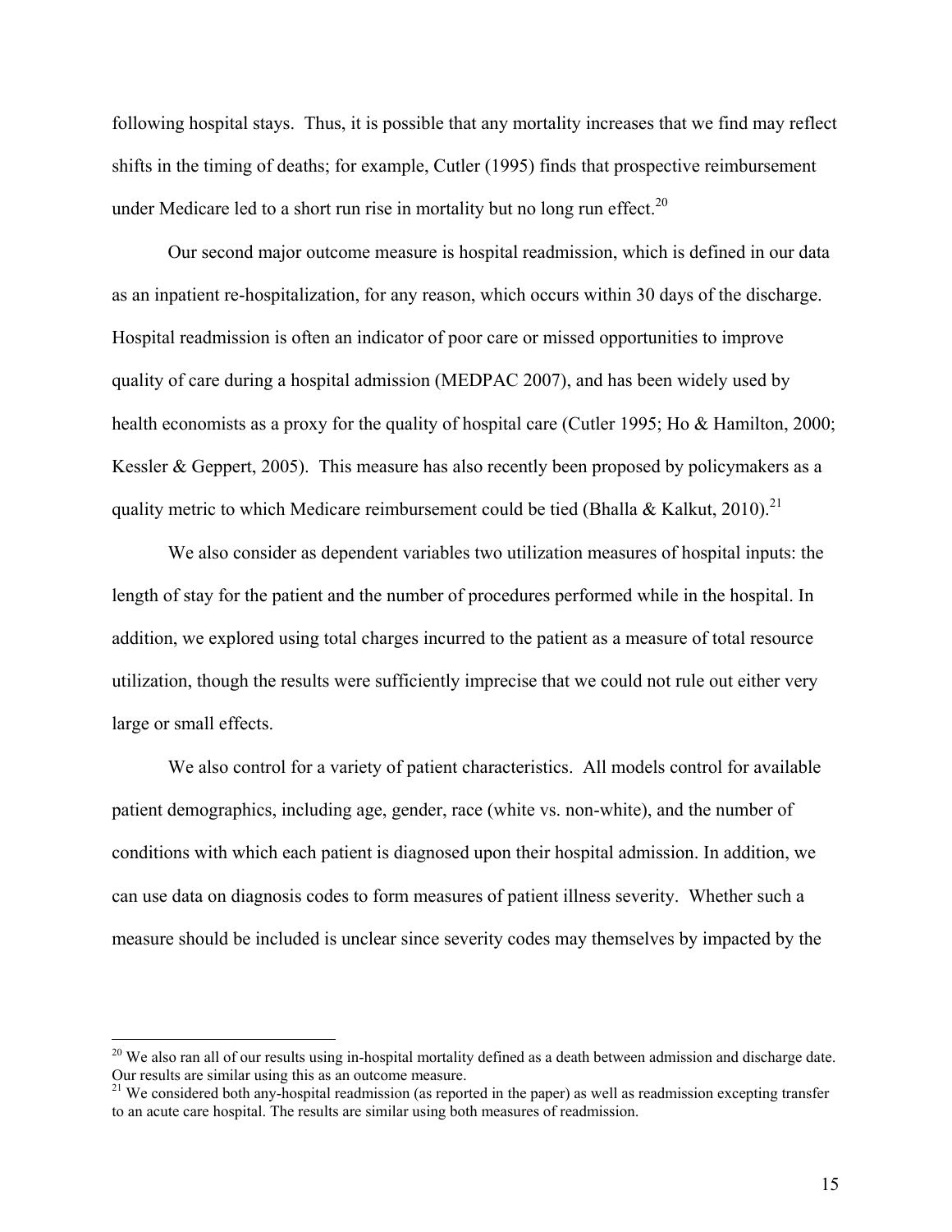following hospital stays. Thus, it is possible that any mortality increases that we find may reflect shifts in the timing of deaths; for example, Cutler (1995) finds that prospective reimbursement under Medicare led to a short run rise in mortality but no long run effect.[20]

Our second major outcome measure is hospital readmission, which is defined in our data as an inpatient re-hospitalization, for any reason, which occurs within 30 days of the discharge. Hospital readmission is often an indicator of poor care or missed opportunities to improve quality of care during a hospital admission (MEDPAC 2007), and has been widely used by health economists as a proxy for the quality of hospital care (Cutler 1995; Ho & Hamilton, 2000; Kessler & Geppert, 2005). This measure has also recently been proposed by policymakers as a quality metric to which Medicare reimbursement could be tied (Bhalla & Kalkut, 2010).[21]

We also consider as dependent variables two utilization measures of hospital inputs: the length of stay for the patient and the number of procedures performed while in the hospital. In addition, we explored using total charges incurred to the patient as a measure of total resource utilization, though the results were sufficiently imprecise that we could not rule out either very large or small effects.

We also control for a variety of patient characteristics. All models control for available patient demographics, including age, gender, race (white vs. non-white), and the number of conditions with which each patient is diagnosed upon their hospital admission. In addition, we can use data on diagnosis codes to form measures of patient illness severity. Whether such a measure should be included is unclear since severity codes may themselves by impacted by the

[20] We also ran all of our results using in-hospital mortality defined as a death between admission and discharge date. Our results are similar using this as an outcome measure.

[21] We considered both any-hospital readmission (as reported in the paper) as well as readmission excepting transfer to an acute care hospital. The results are similar using both measures of readmission.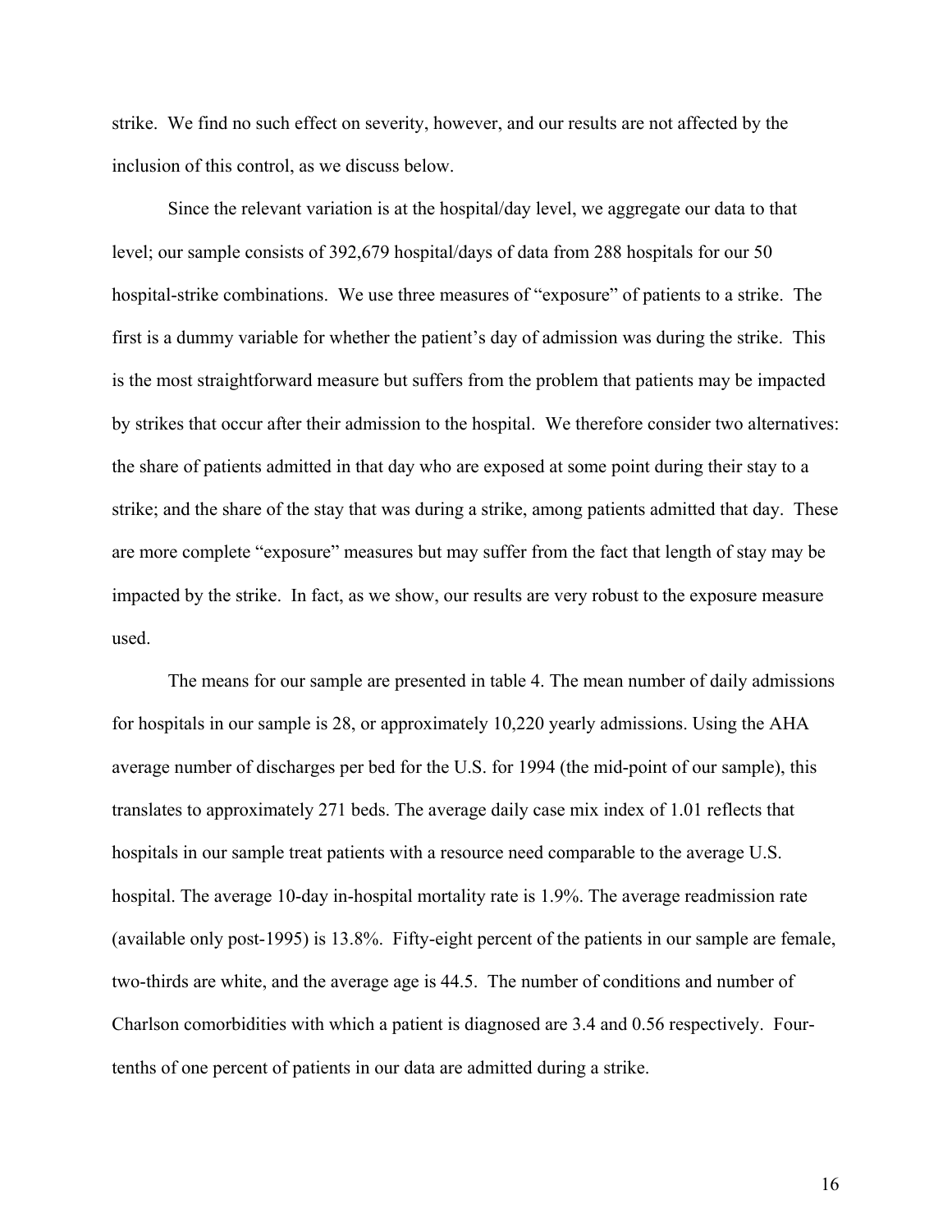strike. We find no such effect on severity, however, and our results are not affected by the inclusion of this control, as we discuss below.

Since the relevant variation is at the hospital/day level, we aggregate our data to that level; our sample consists of 392,679 hospital/days of data from 288 hospitals for our 50 hospital-strike combinations. We use three measures of "exposure" of patients to a strike. The first is a dummy variable for whether the patient's day of admission was during the strike. This is the most straightforward measure but suffers from the problem that patients may be impacted by strikes that occur after their admission to the hospital. We therefore consider two alternatives: the share of patients admitted in that day who are exposed at some point during their stay to a strike; and the share of the stay that was during a strike, among patients admitted that day. These are more complete "exposure" measures but may suffer from the fact that length of stay may be impacted by the strike. In fact, as we show, our results are very robust to the exposure measure used.

The means for our sample are presented in table 4. The mean number of daily admissions for hospitals in our sample is 28, or approximately 10,220 yearly admissions. Using the AHA average number of discharges per bed for the U.S. for 1994 (the mid-point of our sample), this translates to approximately 271 beds. The average daily case mix index of 1.01 reflects that hospitals in our sample treat patients with a resource need comparable to the average U.S. hospital. The average 10-day in-hospital mortality rate is 1.9%. The average readmission rate (available only post-1995) is 13.8%. Fifty-eight percent of the patients in our sample are female, two-thirds are white, and the average age is 44.5. The number of conditions and number of Charlson comorbidities with which a patient is diagnosed are 3.4 and 0.56 respectively. Four-tenths of one percent of patients in our data are admitted during a strike.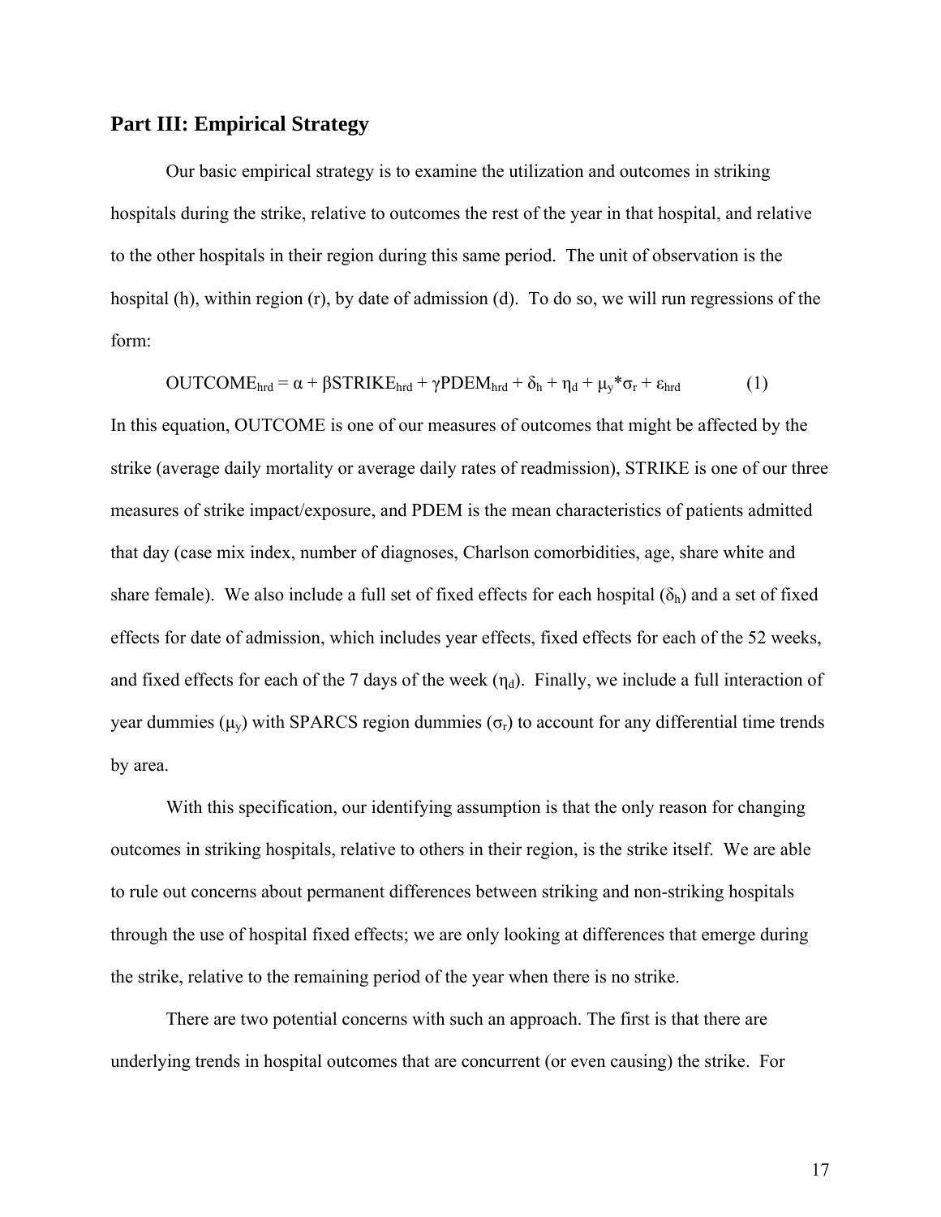## Part III: Empirical Strategy

Our basic empirical strategy is to examine the utilization and outcomes in striking hospitals during the strike, relative to outcomes the rest of the year in that hospital, and relative to the other hospitals in their region during this same period. The unit of observation is the hospital (h), within region (r), by date of admission (d). To do so, we will run regressions of the form:

$$OUTCOME_{hrd} = \alpha + \beta STRIKE_{hrd} + \gamma PDEM_{hrd} + \delta_h + \eta_d + \mu_y * \sigma_r + \varepsilon_{hrd} \qquad (1)$$

In this equation, OUTCOME is one of our measures of outcomes that might be affected by the strike (average daily mortality or average daily rates of readmission), STRIKE is one of our three measures of strike impact/exposure, and PDEM is the mean characteristics of patients admitted that day (case mix index, number of diagnoses, Charlson comorbidities, age, share white and share female). We also include a full set of fixed effects for each hospital ($\delta_h$) and a set of fixed effects for date of admission, which includes year effects, fixed effects for each of the 52 weeks, and fixed effects for each of the 7 days of the week ($\eta_d$). Finally, we include a full interaction of year dummies ($\mu_y$) with SPARCS region dummies ($\sigma_r$) to account for any differential time trends by area.

With this specification, our identifying assumption is that the only reason for changing outcomes in striking hospitals, relative to others in their region, is the strike itself. We are able to rule out concerns about permanent differences between striking and non-striking hospitals through the use of hospital fixed effects; we are only looking at differences that emerge during the strike, relative to the remaining period of the year when there is no strike.

There are two potential concerns with such an approach. The first is that there are underlying trends in hospital outcomes that are concurrent (or even causing) the strike. For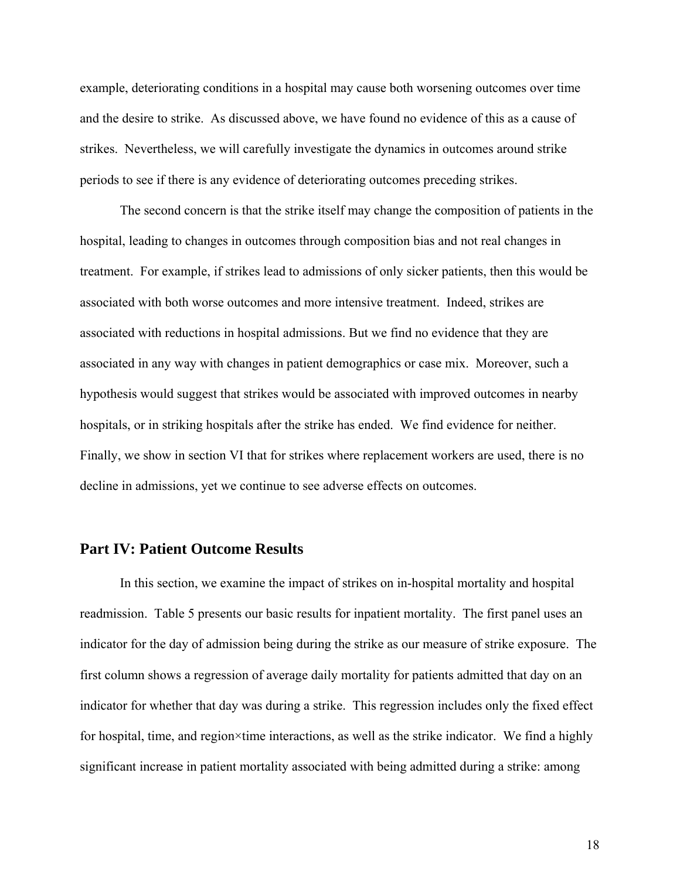example, deteriorating conditions in a hospital may cause both worsening outcomes over time and the desire to strike. As discussed above, we have found no evidence of this as a cause of strikes. Nevertheless, we will carefully investigate the dynamics in outcomes around strike periods to see if there is any evidence of deteriorating outcomes preceding strikes.

The second concern is that the strike itself may change the composition of patients in the hospital, leading to changes in outcomes through composition bias and not real changes in treatment. For example, if strikes lead to admissions of only sicker patients, then this would be associated with both worse outcomes and more intensive treatment. Indeed, strikes are associated with reductions in hospital admissions. But we find no evidence that they are associated in any way with changes in patient demographics or case mix. Moreover, such a hypothesis would suggest that strikes would be associated with improved outcomes in nearby hospitals, or in striking hospitals after the strike has ended. We find evidence for neither. Finally, we show in section VI that for strikes where replacement workers are used, there is no decline in admissions, yet we continue to see adverse effects on outcomes.

## Part IV: Patient Outcome Results

In this section, we examine the impact of strikes on in-hospital mortality and hospital readmission. Table 5 presents our basic results for inpatient mortality. The first panel uses an indicator for the day of admission being during the strike as our measure of strike exposure. The first column shows a regression of average daily mortality for patients admitted that day on an indicator for whether that day was during a strike. This regression includes only the fixed effect for hospital, time, and region×time interactions, as well as the strike indicator. We find a highly significant increase in patient mortality associated with being admitted during a strike: among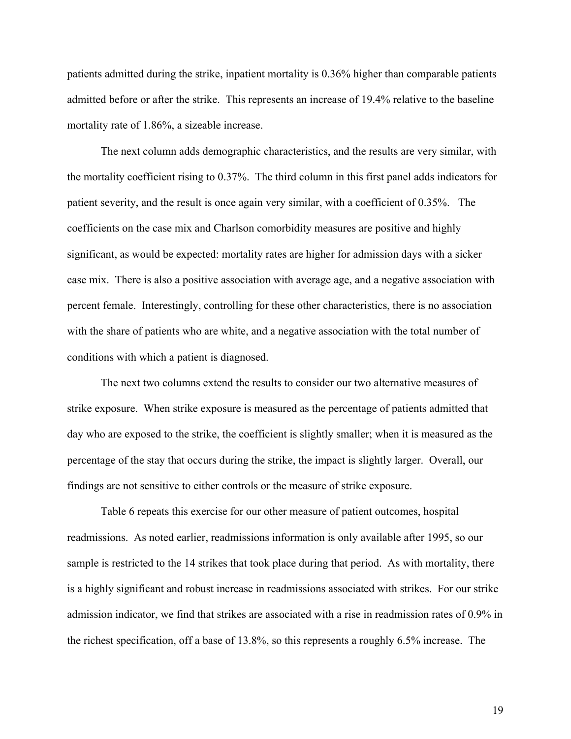patients admitted during the strike, inpatient mortality is 0.36% higher than comparable patients admitted before or after the strike. This represents an increase of 19.4% relative to the baseline mortality rate of 1.86%, a sizeable increase.

The next column adds demographic characteristics, and the results are very similar, with the mortality coefficient rising to 0.37%. The third column in this first panel adds indicators for patient severity, and the result is once again very similar, with a coefficient of 0.35%. The coefficients on the case mix and Charlson comorbidity measures are positive and highly significant, as would be expected: mortality rates are higher for admission days with a sicker case mix. There is also a positive association with average age, and a negative association with percent female. Interestingly, controlling for these other characteristics, there is no association with the share of patients who are white, and a negative association with the total number of conditions with which a patient is diagnosed.

The next two columns extend the results to consider our two alternative measures of strike exposure. When strike exposure is measured as the percentage of patients admitted that day who are exposed to the strike, the coefficient is slightly smaller; when it is measured as the percentage of the stay that occurs during the strike, the impact is slightly larger. Overall, our findings are not sensitive to either controls or the measure of strike exposure.

Table 6 repeats this exercise for our other measure of patient outcomes, hospital readmissions. As noted earlier, readmissions information is only available after 1995, so our sample is restricted to the 14 strikes that took place during that period. As with mortality, there is a highly significant and robust increase in readmissions associated with strikes. For our strike admission indicator, we find that strikes are associated with a rise in readmission rates of 0.9% in the richest specification, off a base of 13.8%, so this represents a roughly 6.5% increase. The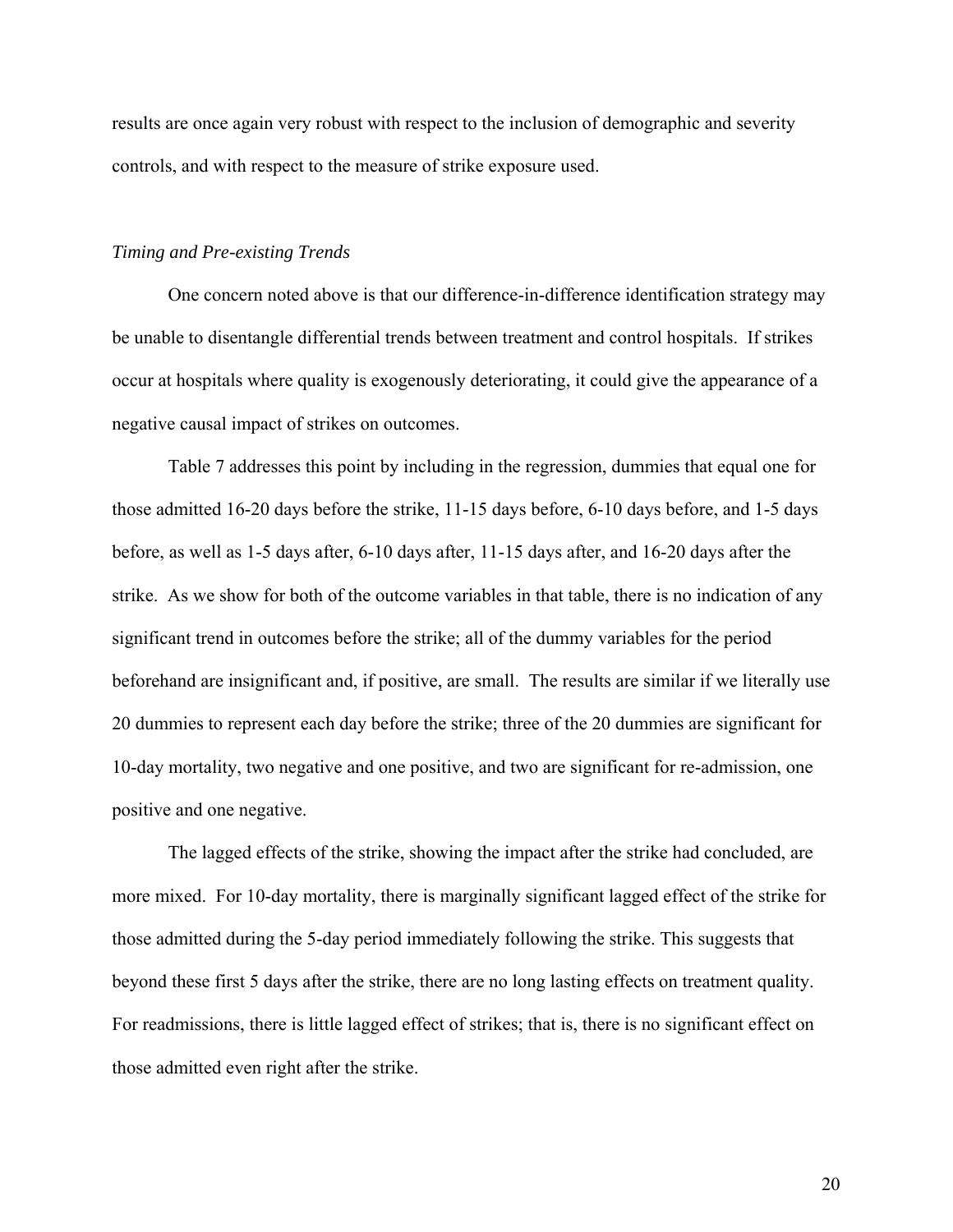results are once again very robust with respect to the inclusion of demographic and severity controls, and with respect to the measure of strike exposure used.

*Timing and Pre-existing Trends*

One concern noted above is that our difference-in-difference identification strategy may be unable to disentangle differential trends between treatment and control hospitals. If strikes occur at hospitals where quality is exogenously deteriorating, it could give the appearance of a negative causal impact of strikes on outcomes.

Table 7 addresses this point by including in the regression, dummies that equal one for those admitted 16-20 days before the strike, 11-15 days before, 6-10 days before, and 1-5 days before, as well as 1-5 days after, 6-10 days after, 11-15 days after, and 16-20 days after the strike. As we show for both of the outcome variables in that table, there is no indication of any significant trend in outcomes before the strike; all of the dummy variables for the period beforehand are insignificant and, if positive, are small. The results are similar if we literally use 20 dummies to represent each day before the strike; three of the 20 dummies are significant for 10-day mortality, two negative and one positive, and two are significant for re-admission, one positive and one negative.

The lagged effects of the strike, showing the impact after the strike had concluded, are more mixed. For 10-day mortality, there is marginally significant lagged effect of the strike for those admitted during the 5-day period immediately following the strike. This suggests that beyond these first 5 days after the strike, there are no long lasting effects on treatment quality. For readmissions, there is little lagged effect of strikes; that is, there is no significant effect on those admitted even right after the strike.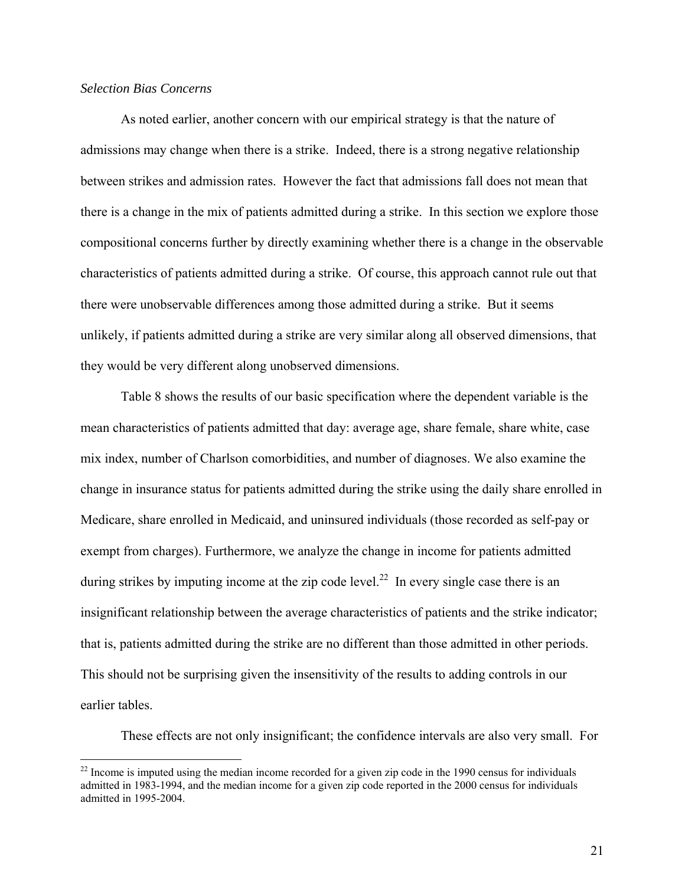*Selection Bias Concerns*

As noted earlier, another concern with our empirical strategy is that the nature of admissions may change when there is a strike. Indeed, there is a strong negative relationship between strikes and admission rates. However the fact that admissions fall does not mean that there is a change in the mix of patients admitted during a strike. In this section we explore those compositional concerns further by directly examining whether there is a change in the observable characteristics of patients admitted during a strike. Of course, this approach cannot rule out that there were unobservable differences among those admitted during a strike. But it seems unlikely, if patients admitted during a strike are very similar along all observed dimensions, that they would be very different along unobserved dimensions.

Table 8 shows the results of our basic specification where the dependent variable is the mean characteristics of patients admitted that day: average age, share female, share white, case mix index, number of Charlson comorbidities, and number of diagnoses. We also examine the change in insurance status for patients admitted during the strike using the daily share enrolled in Medicare, share enrolled in Medicaid, and uninsured individuals (those recorded as self-pay or exempt from charges). Furthermore, we analyze the change in income for patients admitted during strikes by imputing income at the zip code level.[22] In every single case there is an insignificant relationship between the average characteristics of patients and the strike indicator; that is, patients admitted during the strike are no different than those admitted in other periods. This should not be surprising given the insensitivity of the results to adding controls in our earlier tables.

These effects are not only insignificant; the confidence intervals are also very small. For

[22] Income is imputed using the median income recorded for a given zip code in the 1990 census for individuals admitted in 1983-1994, and the median income for a given zip code reported in the 2000 census for individuals admitted in 1995-2004.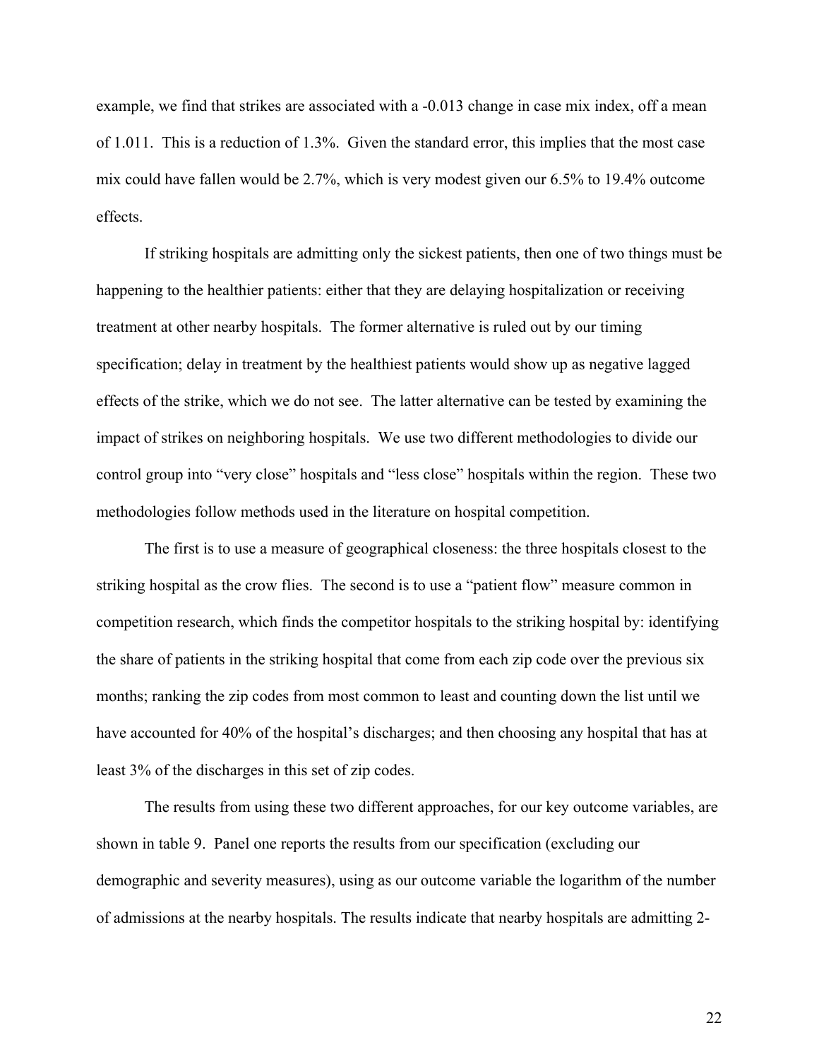example, we find that strikes are associated with a -0.013 change in case mix index, off a mean of 1.011. This is a reduction of 1.3%. Given the standard error, this implies that the most case mix could have fallen would be 2.7%, which is very modest given our 6.5% to 19.4% outcome effects.

If striking hospitals are admitting only the sickest patients, then one of two things must be happening to the healthier patients: either that they are delaying hospitalization or receiving treatment at other nearby hospitals. The former alternative is ruled out by our timing specification; delay in treatment by the healthiest patients would show up as negative lagged effects of the strike, which we do not see. The latter alternative can be tested by examining the impact of strikes on neighboring hospitals. We use two different methodologies to divide our control group into "very close" hospitals and "less close" hospitals within the region. These two methodologies follow methods used in the literature on hospital competition.

The first is to use a measure of geographical closeness: the three hospitals closest to the striking hospital as the crow flies. The second is to use a "patient flow" measure common in competition research, which finds the competitor hospitals to the striking hospital by: identifying the share of patients in the striking hospital that come from each zip code over the previous six months; ranking the zip codes from most common to least and counting down the list until we have accounted for 40% of the hospital's discharges; and then choosing any hospital that has at least 3% of the discharges in this set of zip codes.

The results from using these two different approaches, for our key outcome variables, are shown in table 9. Panel one reports the results from our specification (excluding our demographic and severity measures), using as our outcome variable the logarithm of the number of admissions at the nearby hospitals. The results indicate that nearby hospitals are admitting 2-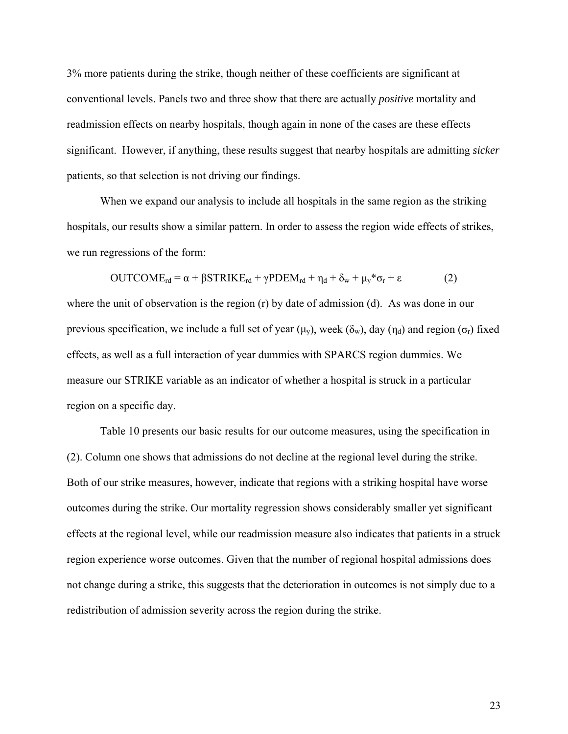3% more patients during the strike, though neither of these coefficients are significant at conventional levels. Panels two and three show that there are actually *positive* mortality and readmission effects on nearby hospitals, though again in none of the cases are these effects significant. However, if anything, these results suggest that nearby hospitals are admitting *sicker* patients, so that selection is not driving our findings.

When we expand our analysis to include all hospitals in the same region as the striking hospitals, our results show a similar pattern. In order to assess the region wide effects of strikes, we run regressions of the form:

$$OUTCOME_{rd} = \alpha + \beta STRIKE_{rd} + \gamma PDEM_{rd} + \eta_d + \delta_w + \mu_y * \sigma_r + \varepsilon \qquad (2)$$

where the unit of observation is the region (r) by date of admission (d). As was done in our previous specification, we include a full set of year ($\mu_y$), week ($\delta_w$), day ($\eta_d$) and region ($\sigma_r$) fixed effects, as well as a full interaction of year dummies with SPARCS region dummies. We measure our STRIKE variable as an indicator of whether a hospital is struck in a particular region on a specific day.

Table 10 presents our basic results for our outcome measures, using the specification in (2). Column one shows that admissions do not decline at the regional level during the strike. Both of our strike measures, however, indicate that regions with a striking hospital have worse outcomes during the strike. Our mortality regression shows considerably smaller yet significant effects at the regional level, while our readmission measure also indicates that patients in a struck region experience worse outcomes. Given that the number of regional hospital admissions does not change during a strike, this suggests that the deterioration in outcomes is not simply due to a redistribution of admission severity across the region during the strike.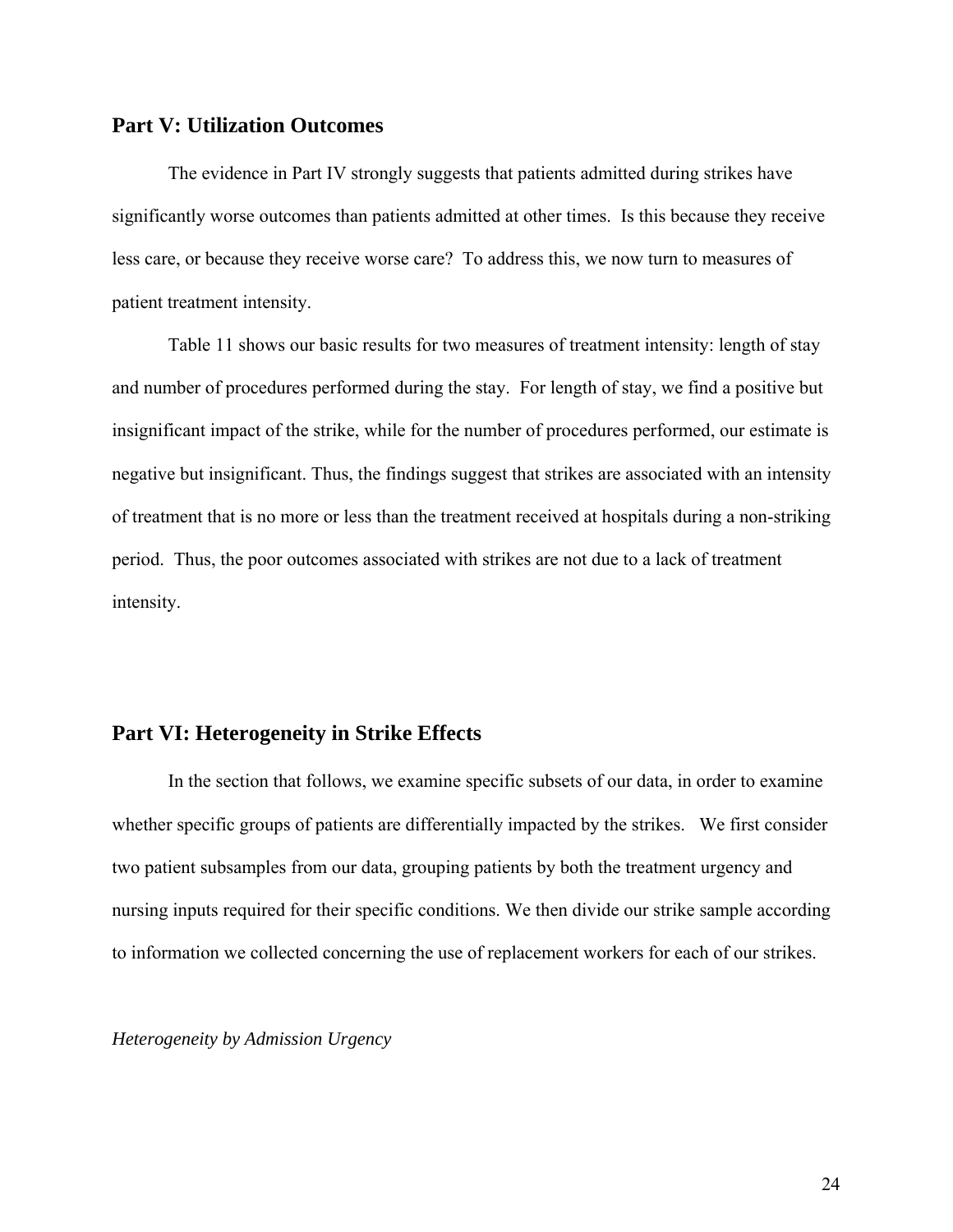## Part V: Utilization Outcomes

The evidence in Part IV strongly suggests that patients admitted during strikes have significantly worse outcomes than patients admitted at other times. Is this because they receive less care, or because they receive worse care? To address this, we now turn to measures of patient treatment intensity.

Table 11 shows our basic results for two measures of treatment intensity: length of stay and number of procedures performed during the stay. For length of stay, we find a positive but insignificant impact of the strike, while for the number of procedures performed, our estimate is negative but insignificant. Thus, the findings suggest that strikes are associated with an intensity of treatment that is no more or less than the treatment received at hospitals during a non-striking period. Thus, the poor outcomes associated with strikes are not due to a lack of treatment intensity.

## Part VI: Heterogeneity in Strike Effects

In the section that follows, we examine specific subsets of our data, in order to examine whether specific groups of patients are differentially impacted by the strikes. We first consider two patient subsamples from our data, grouping patients by both the treatment urgency and nursing inputs required for their specific conditions. We then divide our strike sample according to information we collected concerning the use of replacement workers for each of our strikes.

*Heterogeneity by Admission Urgency*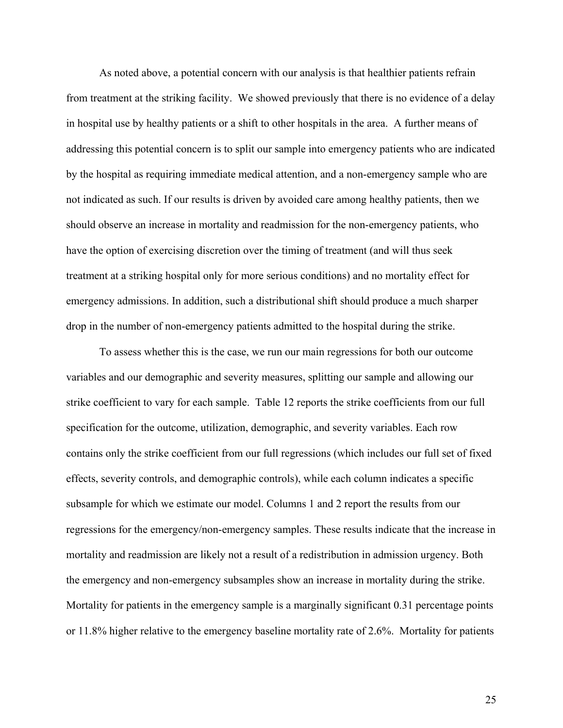As noted above, a potential concern with our analysis is that healthier patients refrain from treatment at the striking facility. We showed previously that there is no evidence of a delay in hospital use by healthy patients or a shift to other hospitals in the area. A further means of addressing this potential concern is to split our sample into emergency patients who are indicated by the hospital as requiring immediate medical attention, and a non-emergency sample who are not indicated as such. If our results is driven by avoided care among healthy patients, then we should observe an increase in mortality and readmission for the non-emergency patients, who have the option of exercising discretion over the timing of treatment (and will thus seek treatment at a striking hospital only for more serious conditions) and no mortality effect for emergency admissions. In addition, such a distributional shift should produce a much sharper drop in the number of non-emergency patients admitted to the hospital during the strike.

To assess whether this is the case, we run our main regressions for both our outcome variables and our demographic and severity measures, splitting our sample and allowing our strike coefficient to vary for each sample. Table 12 reports the strike coefficients from our full specification for the outcome, utilization, demographic, and severity variables. Each row contains only the strike coefficient from our full regressions (which includes our full set of fixed effects, severity controls, and demographic controls), while each column indicates a specific subsample for which we estimate our model. Columns 1 and 2 report the results from our regressions for the emergency/non-emergency samples. These results indicate that the increase in mortality and readmission are likely not a result of a redistribution in admission urgency. Both the emergency and non-emergency subsamples show an increase in mortality during the strike. Mortality for patients in the emergency sample is a marginally significant 0.31 percentage points or 11.8% higher relative to the emergency baseline mortality rate of 2.6%. Mortality for patients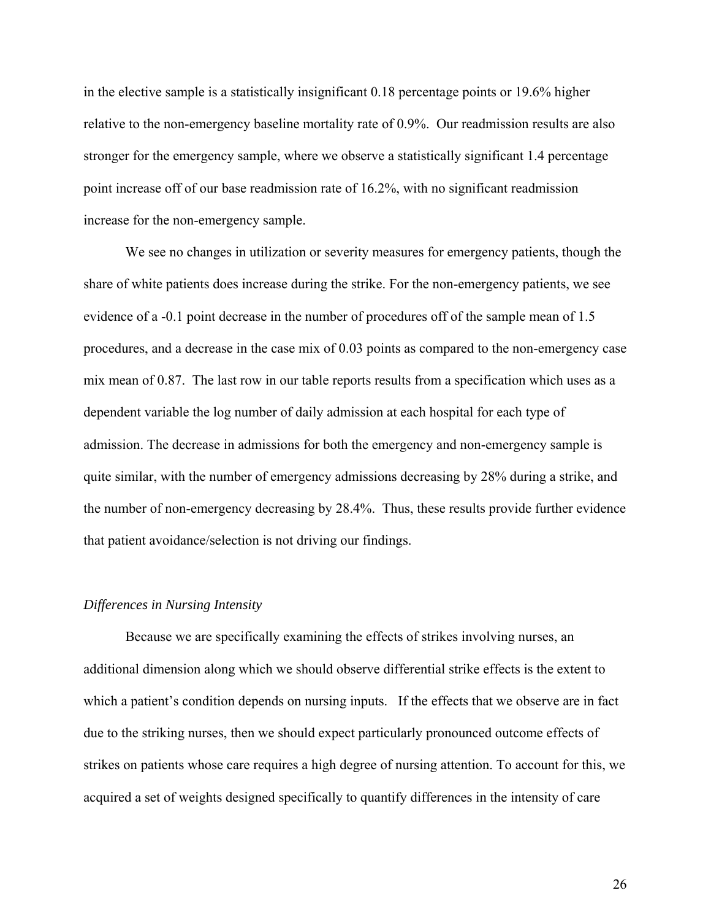in the elective sample is a statistically insignificant 0.18 percentage points or 19.6% higher relative to the non-emergency baseline mortality rate of 0.9%. Our readmission results are also stronger for the emergency sample, where we observe a statistically significant 1.4 percentage point increase off of our base readmission rate of 16.2%, with no significant readmission increase for the non-emergency sample.

We see no changes in utilization or severity measures for emergency patients, though the share of white patients does increase during the strike. For the non-emergency patients, we see evidence of a -0.1 point decrease in the number of procedures off of the sample mean of 1.5 procedures, and a decrease in the case mix of 0.03 points as compared to the non-emergency case mix mean of 0.87. The last row in our table reports results from a specification which uses as a dependent variable the log number of daily admission at each hospital for each type of admission. The decrease in admissions for both the emergency and non-emergency sample is quite similar, with the number of emergency admissions decreasing by 28% during a strike, and the number of non-emergency decreasing by 28.4%. Thus, these results provide further evidence that patient avoidance/selection is not driving our findings.

*Differences in Nursing Intensity*

Because we are specifically examining the effects of strikes involving nurses, an additional dimension along which we should observe differential strike effects is the extent to which a patient's condition depends on nursing inputs. If the effects that we observe are in fact due to the striking nurses, then we should expect particularly pronounced outcome effects of strikes on patients whose care requires a high degree of nursing attention. To account for this, we acquired a set of weights designed specifically to quantify differences in the intensity of care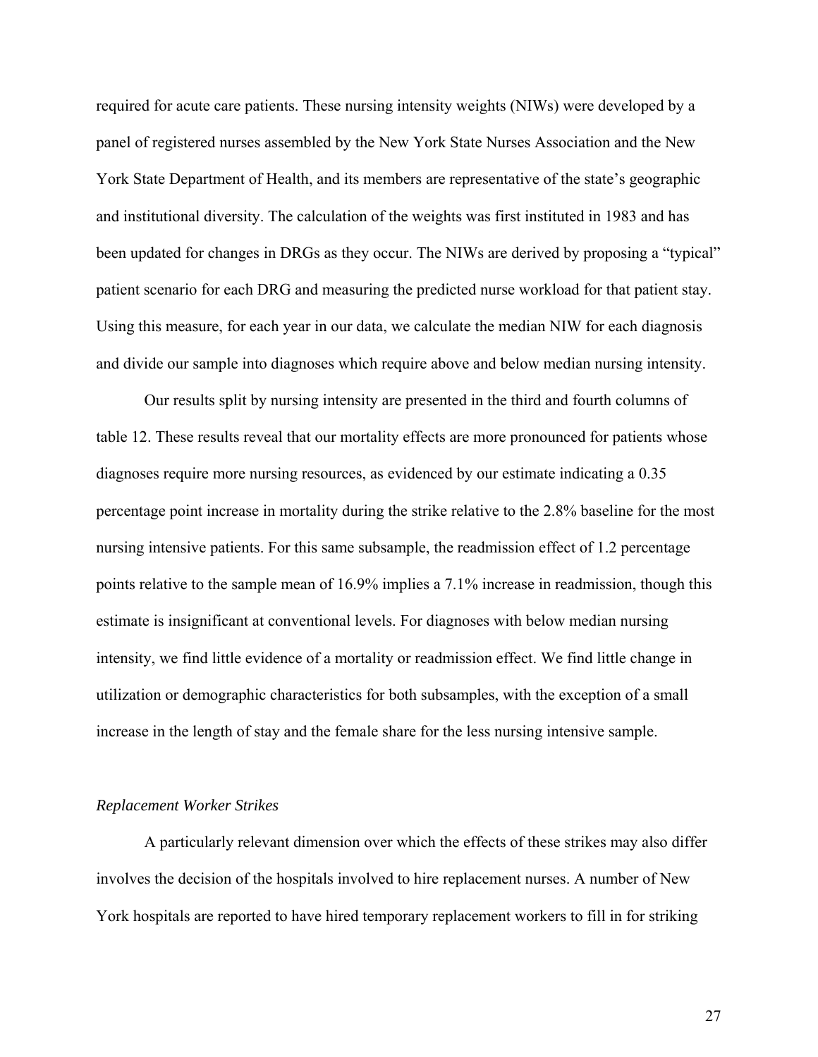required for acute care patients. These nursing intensity weights (NIWs) were developed by a panel of registered nurses assembled by the New York State Nurses Association and the New York State Department of Health, and its members are representative of the state's geographic and institutional diversity. The calculation of the weights was first instituted in 1983 and has been updated for changes in DRGs as they occur. The NIWs are derived by proposing a "typical" patient scenario for each DRG and measuring the predicted nurse workload for that patient stay. Using this measure, for each year in our data, we calculate the median NIW for each diagnosis and divide our sample into diagnoses which require above and below median nursing intensity.

Our results split by nursing intensity are presented in the third and fourth columns of table 12. These results reveal that our mortality effects are more pronounced for patients whose diagnoses require more nursing resources, as evidenced by our estimate indicating a 0.35 percentage point increase in mortality during the strike relative to the 2.8% baseline for the most nursing intensive patients. For this same subsample, the readmission effect of 1.2 percentage points relative to the sample mean of 16.9% implies a 7.1% increase in readmission, though this estimate is insignificant at conventional levels. For diagnoses with below median nursing intensity, we find little evidence of a mortality or readmission effect. We find little change in utilization or demographic characteristics for both subsamples, with the exception of a small increase in the length of stay and the female share for the less nursing intensive sample.

*Replacement Worker Strikes*

A particularly relevant dimension over which the effects of these strikes may also differ involves the decision of the hospitals involved to hire replacement nurses. A number of New York hospitals are reported to have hired temporary replacement workers to fill in for striking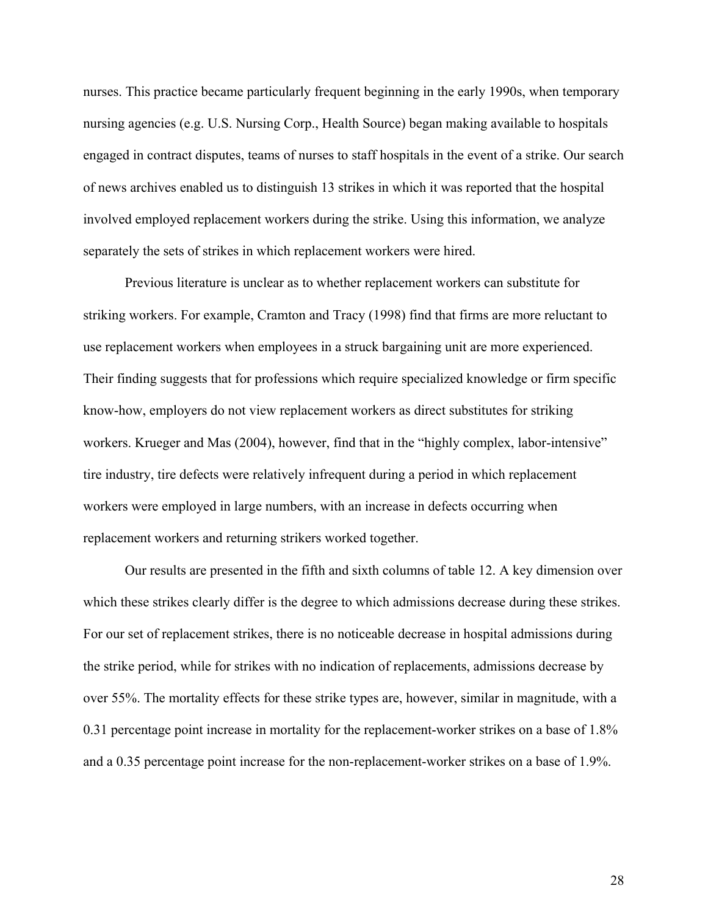nurses. This practice became particularly frequent beginning in the early 1990s, when temporary nursing agencies (e.g. U.S. Nursing Corp., Health Source) began making available to hospitals engaged in contract disputes, teams of nurses to staff hospitals in the event of a strike. Our search of news archives enabled us to distinguish 13 strikes in which it was reported that the hospital involved employed replacement workers during the strike. Using this information, we analyze separately the sets of strikes in which replacement workers were hired.

Previous literature is unclear as to whether replacement workers can substitute for striking workers. For example, Cramton and Tracy (1998) find that firms are more reluctant to use replacement workers when employees in a struck bargaining unit are more experienced. Their finding suggests that for professions which require specialized knowledge or firm specific know-how, employers do not view replacement workers as direct substitutes for striking workers. Krueger and Mas (2004), however, find that in the "highly complex, labor-intensive" tire industry, tire defects were relatively infrequent during a period in which replacement workers were employed in large numbers, with an increase in defects occurring when replacement workers and returning strikers worked together.

Our results are presented in the fifth and sixth columns of table 12. A key dimension over which these strikes clearly differ is the degree to which admissions decrease during these strikes. For our set of replacement strikes, there is no noticeable decrease in hospital admissions during the strike period, while for strikes with no indication of replacements, admissions decrease by over 55%. The mortality effects for these strike types are, however, similar in magnitude, with a 0.31 percentage point increase in mortality for the replacement-worker strikes on a base of 1.8% and a 0.35 percentage point increase for the non-replacement-worker strikes on a base of 1.9%.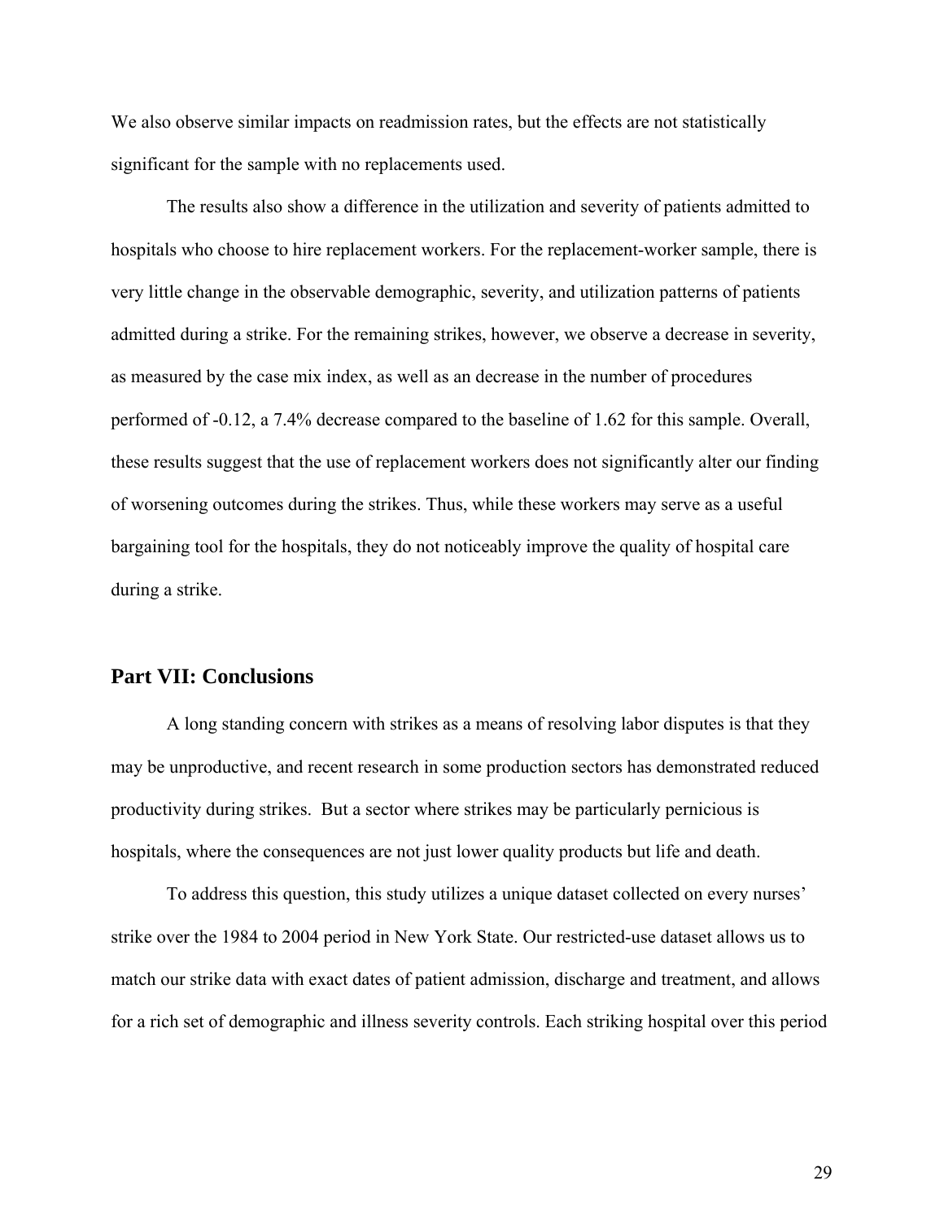We also observe similar impacts on readmission rates, but the effects are not statistically significant for the sample with no replacements used.

The results also show a difference in the utilization and severity of patients admitted to hospitals who choose to hire replacement workers. For the replacement-worker sample, there is very little change in the observable demographic, severity, and utilization patterns of patients admitted during a strike. For the remaining strikes, however, we observe a decrease in severity, as measured by the case mix index, as well as an decrease in the number of procedures performed of -0.12, a 7.4% decrease compared to the baseline of 1.62 for this sample. Overall, these results suggest that the use of replacement workers does not significantly alter our finding of worsening outcomes during the strikes. Thus, while these workers may serve as a useful bargaining tool for the hospitals, they do not noticeably improve the quality of hospital care during a strike.

## Part VII: Conclusions

A long standing concern with strikes as a means of resolving labor disputes is that they may be unproductive, and recent research in some production sectors has demonstrated reduced productivity during strikes. But a sector where strikes may be particularly pernicious is hospitals, where the consequences are not just lower quality products but life and death.

To address this question, this study utilizes a unique dataset collected on every nurses' strike over the 1984 to 2004 period in New York State. Our restricted-use dataset allows us to match our strike data with exact dates of patient admission, discharge and treatment, and allows for a rich set of demographic and illness severity controls. Each striking hospital over this period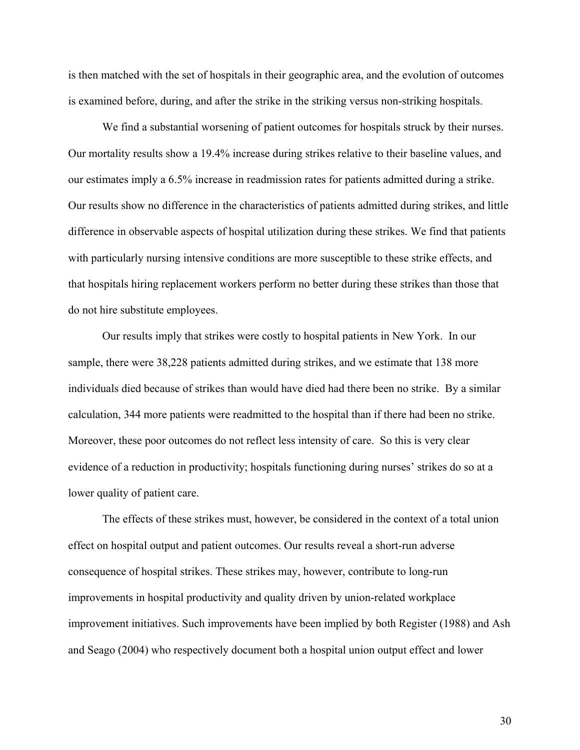is then matched with the set of hospitals in their geographic area, and the evolution of outcomes is examined before, during, and after the strike in the striking versus non-striking hospitals.

We find a substantial worsening of patient outcomes for hospitals struck by their nurses. Our mortality results show a 19.4% increase during strikes relative to their baseline values, and our estimates imply a 6.5% increase in readmission rates for patients admitted during a strike. Our results show no difference in the characteristics of patients admitted during strikes, and little difference in observable aspects of hospital utilization during these strikes. We find that patients with particularly nursing intensive conditions are more susceptible to these strike effects, and that hospitals hiring replacement workers perform no better during these strikes than those that do not hire substitute employees.

Our results imply that strikes were costly to hospital patients in New York. In our sample, there were 38,228 patients admitted during strikes, and we estimate that 138 more individuals died because of strikes than would have died had there been no strike. By a similar calculation, 344 more patients were readmitted to the hospital than if there had been no strike. Moreover, these poor outcomes do not reflect less intensity of care. So this is very clear evidence of a reduction in productivity; hospitals functioning during nurses' strikes do so at a lower quality of patient care.

The effects of these strikes must, however, be considered in the context of a total union effect on hospital output and patient outcomes. Our results reveal a short-run adverse consequence of hospital strikes. These strikes may, however, contribute to long-run improvements in hospital productivity and quality driven by union-related workplace improvement initiatives. Such improvements have been implied by both Register (1988) and Ash and Seago (2004) who respectively document both a hospital union output effect and lower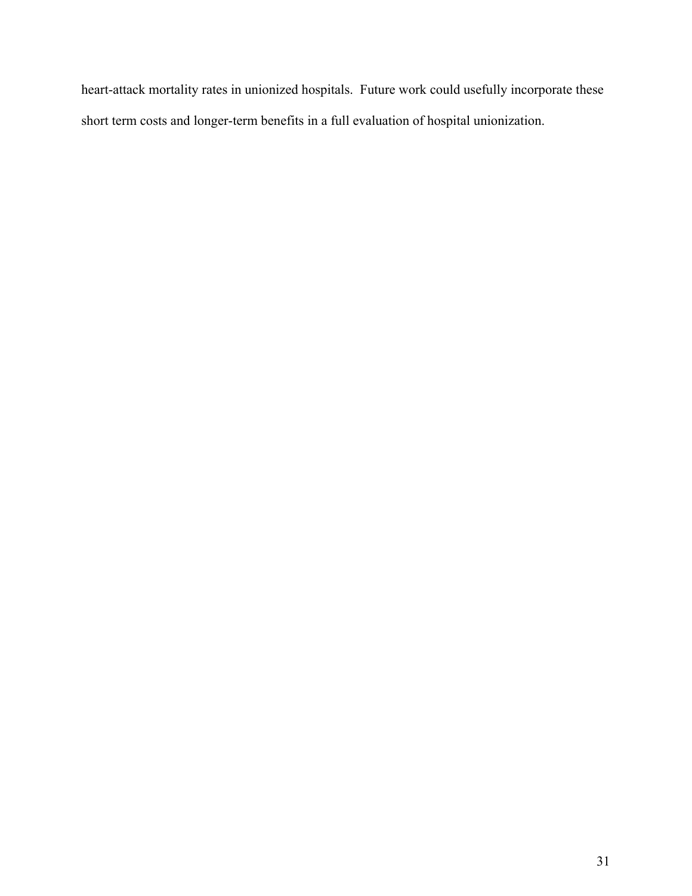heart-attack mortality rates in unionized hospitals. Future work could usefully incorporate these short term costs and longer-term benefits in a full evaluation of hospital unionization.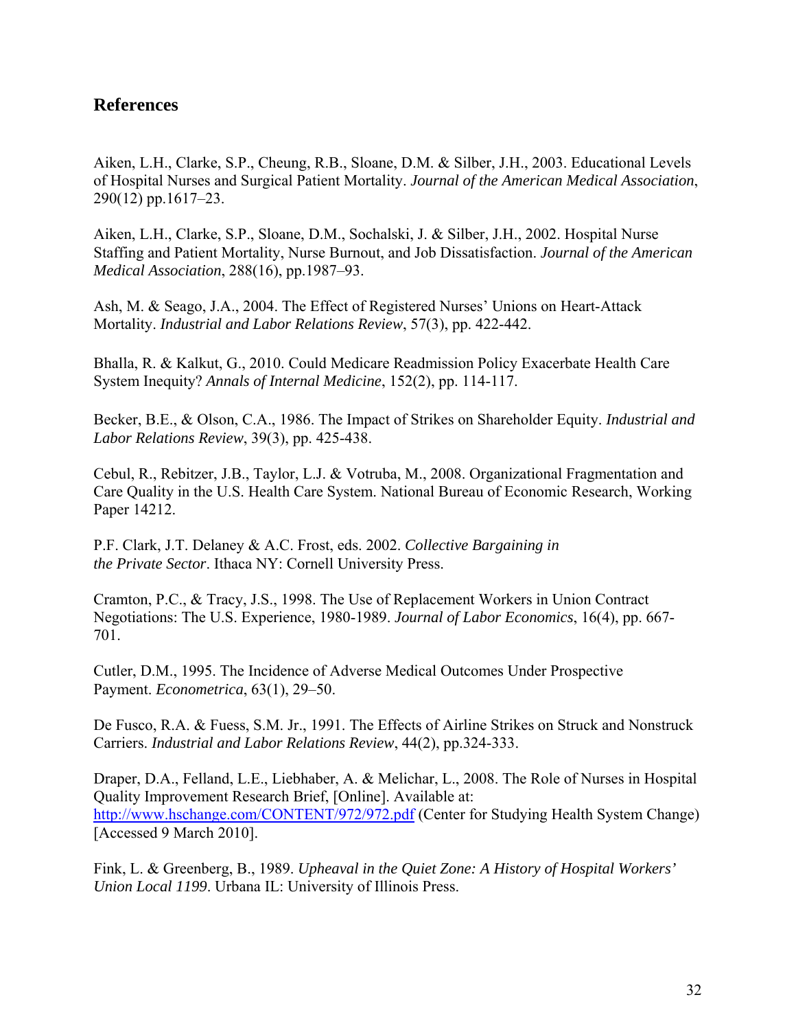## References

Aiken, L.H., Clarke, S.P., Cheung, R.B., Sloane, D.M. & Silber, J.H., 2003. Educational Levels of Hospital Nurses and Surgical Patient Mortality. *Journal of the American Medical Association*, 290(12) pp.1617–23.

Aiken, L.H., Clarke, S.P., Sloane, D.M., Sochalski, J. & Silber, J.H., 2002. Hospital Nurse Staffing and Patient Mortality, Nurse Burnout, and Job Dissatisfaction. *Journal of the American Medical Association*, 288(16), pp.1987–93.

Ash, M. & Seago, J.A., 2004. The Effect of Registered Nurses' Unions on Heart-Attack Mortality. *Industrial and Labor Relations Review*, 57(3), pp. 422-442.

Bhalla, R. & Kalkut, G., 2010. Could Medicare Readmission Policy Exacerbate Health Care System Inequity? *Annals of Internal Medicine*, 152(2), pp. 114-117.

Becker, B.E., & Olson, C.A., 1986. The Impact of Strikes on Shareholder Equity. *Industrial and Labor Relations Review*, 39(3), pp. 425-438.

Cebul, R., Rebitzer, J.B., Taylor, L.J. & Votruba, M., 2008. Organizational Fragmentation and Care Quality in the U.S. Health Care System. National Bureau of Economic Research, Working Paper 14212.

P.F. Clark, J.T. Delaney & A.C. Frost, eds. 2002. *Collective Bargaining in the Private Sector*. Ithaca NY: Cornell University Press.

Cramton, P.C., & Tracy, J.S., 1998. The Use of Replacement Workers in Union Contract Negotiations: The U.S. Experience, 1980-1989. *Journal of Labor Economics*, 16(4), pp. 667-701.

Cutler, D.M., 1995. The Incidence of Adverse Medical Outcomes Under Prospective Payment. *Econometrica*, 63(1), 29–50.

De Fusco, R.A. & Fuess, S.M. Jr., 1991. The Effects of Airline Strikes on Struck and Nonstruck Carriers. *Industrial and Labor Relations Review*, 44(2), pp.324-333.

Draper, D.A., Felland, L.E., Liebhaber, A. & Melichar, L., 2008. The Role of Nurses in Hospital Quality Improvement Research Brief, [Online]. Available at: http://www.hschange.com/CONTENT/972/972.pdf (Center for Studying Health System Change) [Accessed 9 March 2010].

Fink, L. & Greenberg, B., 1989. *Upheaval in the Quiet Zone: A History of Hospital Workers' Union Local 1199*. Urbana IL: University of Illinois Press.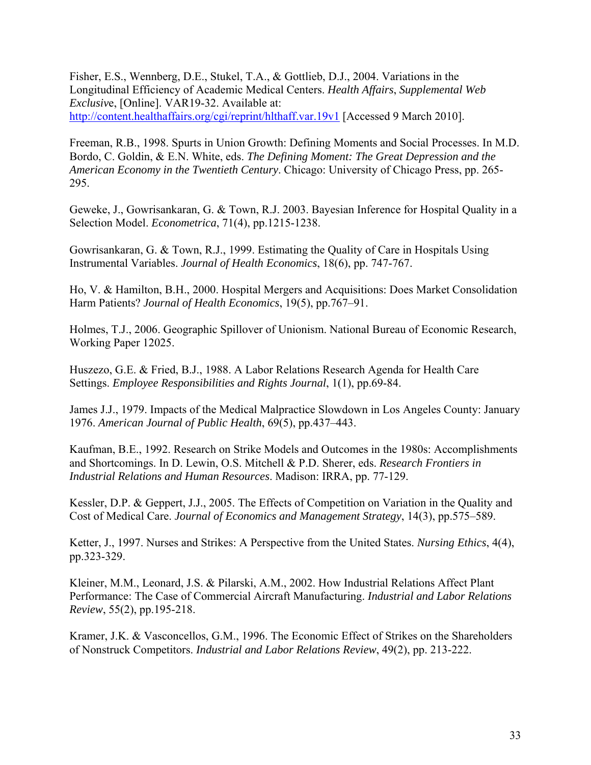Fisher, E.S., Wennberg, D.E., Stukel, T.A., & Gottlieb, D.J., 2004. Variations in the Longitudinal Efficiency of Academic Medical Centers. *Health Affairs*, *Supplemental Web Exclusive*, [Online]. VAR19-32. Available at: http://content.healthaffairs.org/cgi/reprint/hlthaff.var.19v1 [Accessed 9 March 2010].

Freeman, R.B., 1998. Spurts in Union Growth: Defining Moments and Social Processes. In M.D. Bordo, C. Goldin, & E.N. White, eds. *The Defining Moment: The Great Depression and the American Economy in the Twentieth Century*. Chicago: University of Chicago Press, pp. 265-295.

Geweke, J., Gowrisankaran, G. & Town, R.J. 2003. Bayesian Inference for Hospital Quality in a Selection Model. *Econometrica*, 71(4), pp.1215-1238.

Gowrisankaran, G. & Town, R.J., 1999. Estimating the Quality of Care in Hospitals Using Instrumental Variables. *Journal of Health Economics*, 18(6), pp. 747-767.

Ho, V. & Hamilton, B.H., 2000. Hospital Mergers and Acquisitions: Does Market Consolidation Harm Patients? *Journal of Health Economics*, 19(5), pp.767–91.

Holmes, T.J., 2006. Geographic Spillover of Unionism. National Bureau of Economic Research, Working Paper 12025.

Huszezo, G.E. & Fried, B.J., 1988. A Labor Relations Research Agenda for Health Care Settings. *Employee Responsibilities and Rights Journal*, 1(1), pp.69-84.

James J.J., 1979. Impacts of the Medical Malpractice Slowdown in Los Angeles County: January 1976. *American Journal of Public Health*, 69(5), pp.437–443.

Kaufman, B.E., 1992. Research on Strike Models and Outcomes in the 1980s: Accomplishments and Shortcomings. In D. Lewin, O.S. Mitchell & P.D. Sherer, eds. *Research Frontiers in Industrial Relations and Human Resources*. Madison: IRRA, pp. 77-129.

Kessler, D.P. & Geppert, J.J., 2005. The Effects of Competition on Variation in the Quality and Cost of Medical Care. *Journal of Economics and Management Strategy*, 14(3), pp.575–589.

Ketter, J., 1997. Nurses and Strikes: A Perspective from the United States. *Nursing Ethics*, 4(4), pp.323-329.

Kleiner, M.M., Leonard, J.S. & Pilarski, A.M., 2002. How Industrial Relations Affect Plant Performance: The Case of Commercial Aircraft Manufacturing. *Industrial and Labor Relations Review*, 55(2), pp.195-218.

Kramer, J.K. & Vasconcellos, G.M., 1996. The Economic Effect of Strikes on the Shareholders of Nonstruck Competitors. *Industrial and Labor Relations Review*, 49(2), pp. 213-222.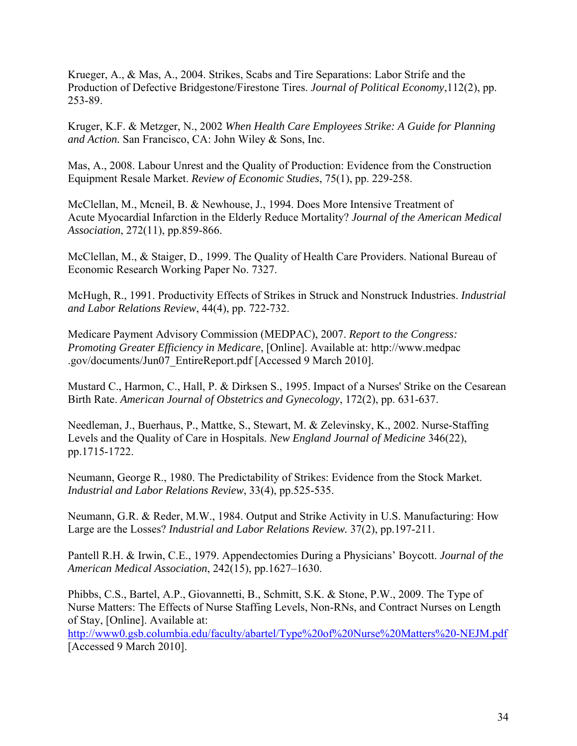Krueger, A., & Mas, A., 2004. Strikes, Scabs and Tire Separations: Labor Strife and the Production of Defective Bridgestone/Firestone Tires. *Journal of Political Economy*,112(2), pp. 253-89.

Kruger, K.F. & Metzger, N., 2002 *When Health Care Employees Strike: A Guide for Planning and Action.* San Francisco, CA: John Wiley & Sons, Inc.

Mas, A., 2008. Labour Unrest and the Quality of Production: Evidence from the Construction Equipment Resale Market. *Review of Economic Studies*, 75(1), pp. 229-258.

McClellan, M., Mcneil, B. & Newhouse, J., 1994. Does More Intensive Treatment of Acute Myocardial Infarction in the Elderly Reduce Mortality? *Journal of the American Medical Association*, 272(11), pp.859-866.

McClellan, M., & Staiger, D., 1999. The Quality of Health Care Providers. National Bureau of Economic Research Working Paper No. 7327.

McHugh, R., 1991. Productivity Effects of Strikes in Struck and Nonstruck Industries. *Industrial and Labor Relations Review*, 44(4), pp. 722-732.

Medicare Payment Advisory Commission (MEDPAC), 2007. *Report to the Congress: Promoting Greater Efficiency in Medicare*, [Online]. Available at: http://www.medpac .gov/documents/Jun07_EntireReport.pdf [Accessed 9 March 2010].

Mustard C., Harmon, C., Hall, P. & Dirksen S., 1995. Impact of a Nurses' Strike on the Cesarean Birth Rate. *American Journal of Obstetrics and Gynecology*, 172(2), pp. 631-637.

Needleman, J., Buerhaus, P., Mattke, S., Stewart, M. & Zelevinsky, K., 2002. Nurse-Staffing Levels and the Quality of Care in Hospitals. *New England Journal of Medicine* 346(22), pp.1715-1722.

Neumann, George R., 1980. The Predictability of Strikes: Evidence from the Stock Market. *Industrial and Labor Relations Review*, 33(4), pp.525-535.

Neumann, G.R. & Reder, M.W., 1984. Output and Strike Activity in U.S. Manufacturing: How Large are the Losses? *Industrial and Labor Relations Review.* 37(2), pp.197-211.

Pantell R.H. & Irwin, C.E., 1979. Appendectomies During a Physicians' Boycott. *Journal of the American Medical Association*, 242(15), pp.1627–1630.

Phibbs, C.S., Bartel, A.P., Giovannetti, B., Schmitt, S.K. & Stone, P.W., 2009. The Type of Nurse Matters: The Effects of Nurse Staffing Levels, Non-RNs, and Contract Nurses on Length of Stay, [Online]. Available at: http://www0.gsb.columbia.edu/faculty/abartel/Type%20of%20Nurse%20Matters%20-NEJM.pdf [Accessed 9 March 2010].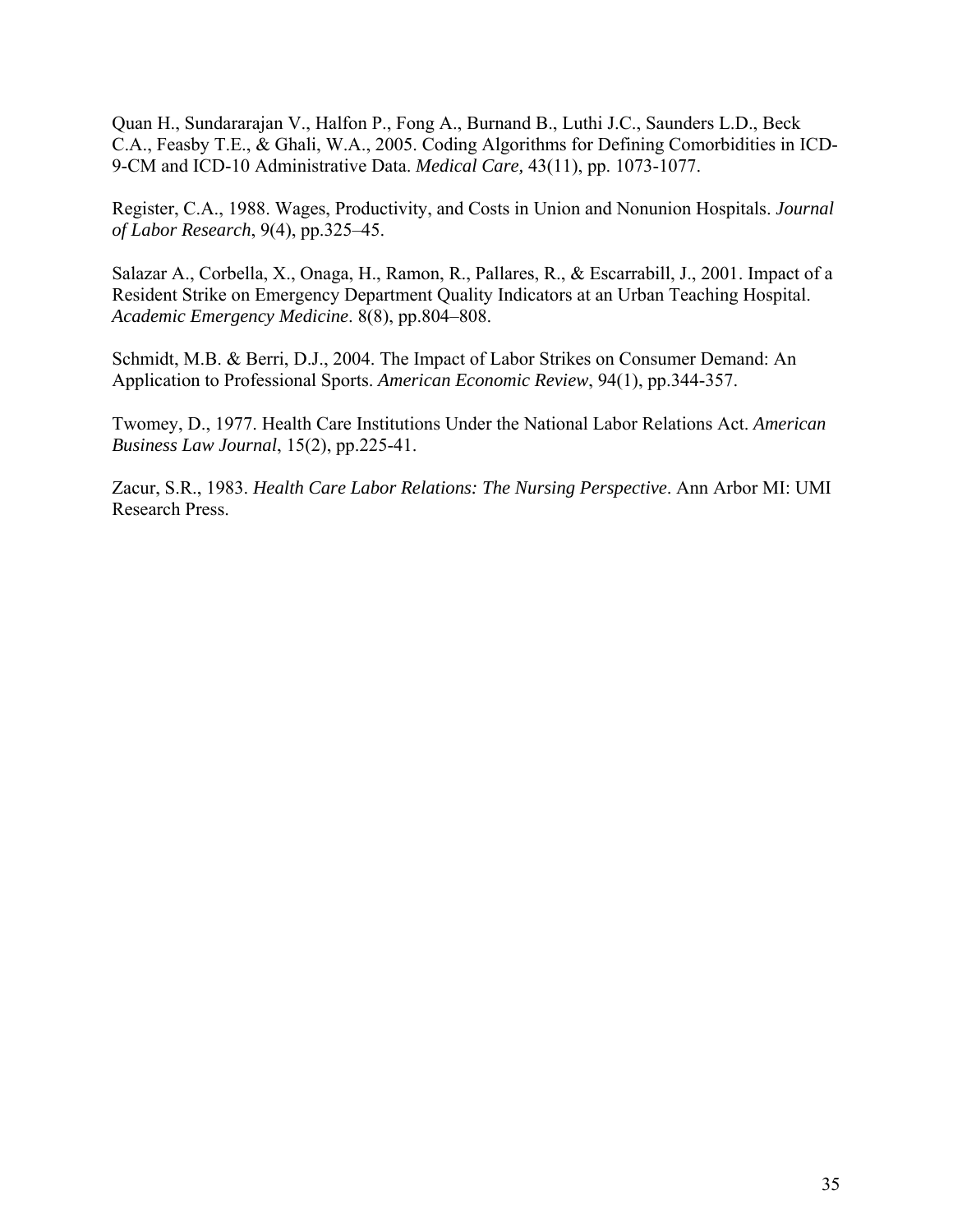Quan H., Sundararajan V., Halfon P., Fong A., Burnand B., Luthi J.C., Saunders L.D., Beck C.A., Feasby T.E., & Ghali, W.A., 2005. Coding Algorithms for Defining Comorbidities in ICD-9-CM and ICD-10 Administrative Data. *Medical Care,* 43(11), pp. 1073-1077.

Register, C.A., 1988. Wages, Productivity, and Costs in Union and Nonunion Hospitals. *Journal of Labor Research*, 9(4), pp.325–45.

Salazar A., Corbella, X., Onaga, H., Ramon, R., Pallares, R., & Escarrabill, J., 2001. Impact of a Resident Strike on Emergency Department Quality Indicators at an Urban Teaching Hospital. *Academic Emergency Medicine*. 8(8), pp.804–808.

Schmidt, M.B. & Berri, D.J., 2004. The Impact of Labor Strikes on Consumer Demand: An Application to Professional Sports. *American Economic Review*, 94(1), pp.344-357.

Twomey, D., 1977. Health Care Institutions Under the National Labor Relations Act. *American Business Law Journal*, 15(2), pp.225-41.

Zacur, S.R., 1983. *Health Care Labor Relations: The Nursing Perspective*. Ann Arbor MI: UMI Research Press.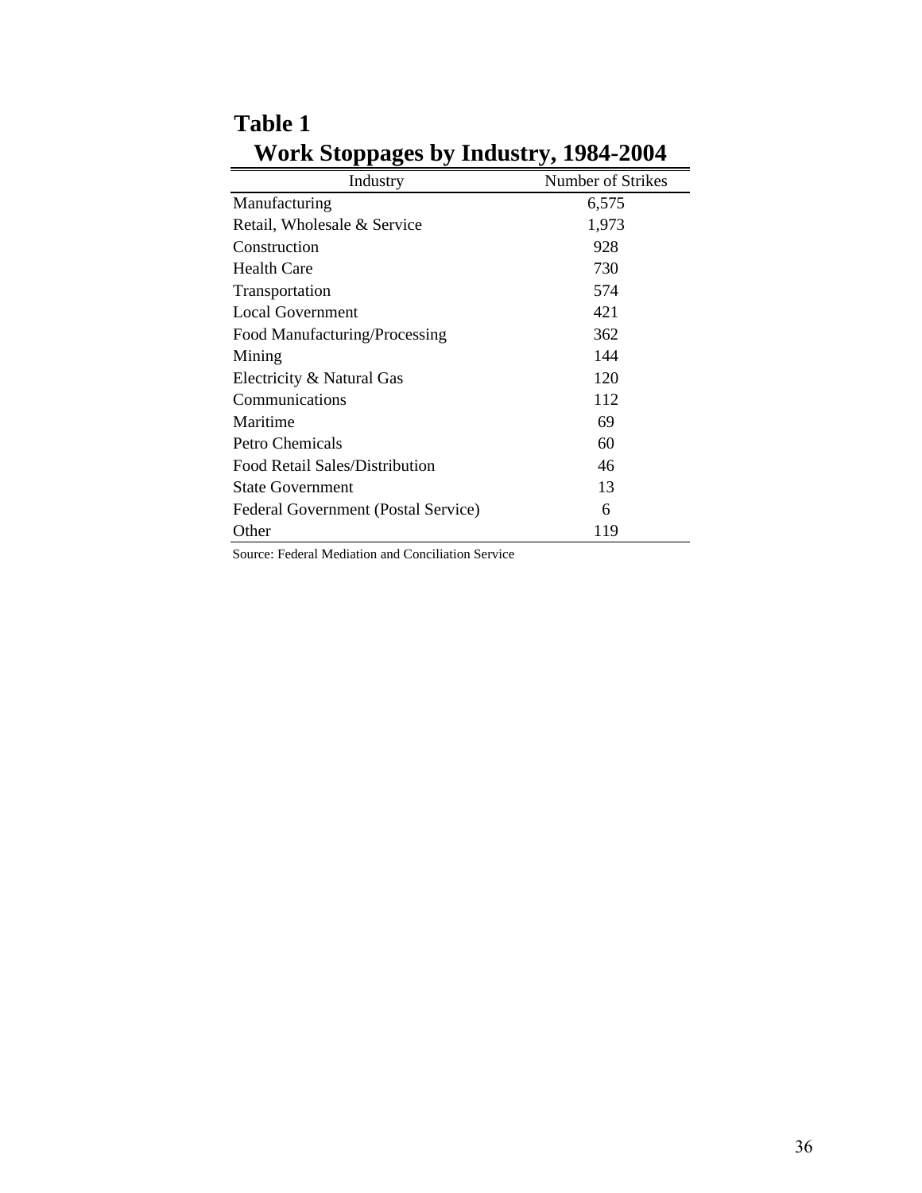**Table 1**

**Work Stoppages by Industry, 1984-2004**

| Industry | Number of Strikes |
|---|---|
| Manufacturing | 6,575 |
| Retail, Wholesale & Service | 1,973 |
| Construction | 928 |
| Health Care | 730 |
| Transportation | 574 |
| Local Government | 421 |
| Food Manufacturing/Processing | 362 |
| Mining | 144 |
| Electricity & Natural Gas | 120 |
| Communications | 112 |
| Maritime | 69 |
| Petro Chemicals | 60 |
| Food Retail Sales/Distribution | 46 |
| State Government | 13 |
| Federal Government (Postal Service) | 6 |
| Other | 119 |

Source: Federal Mediation and Conciliation Service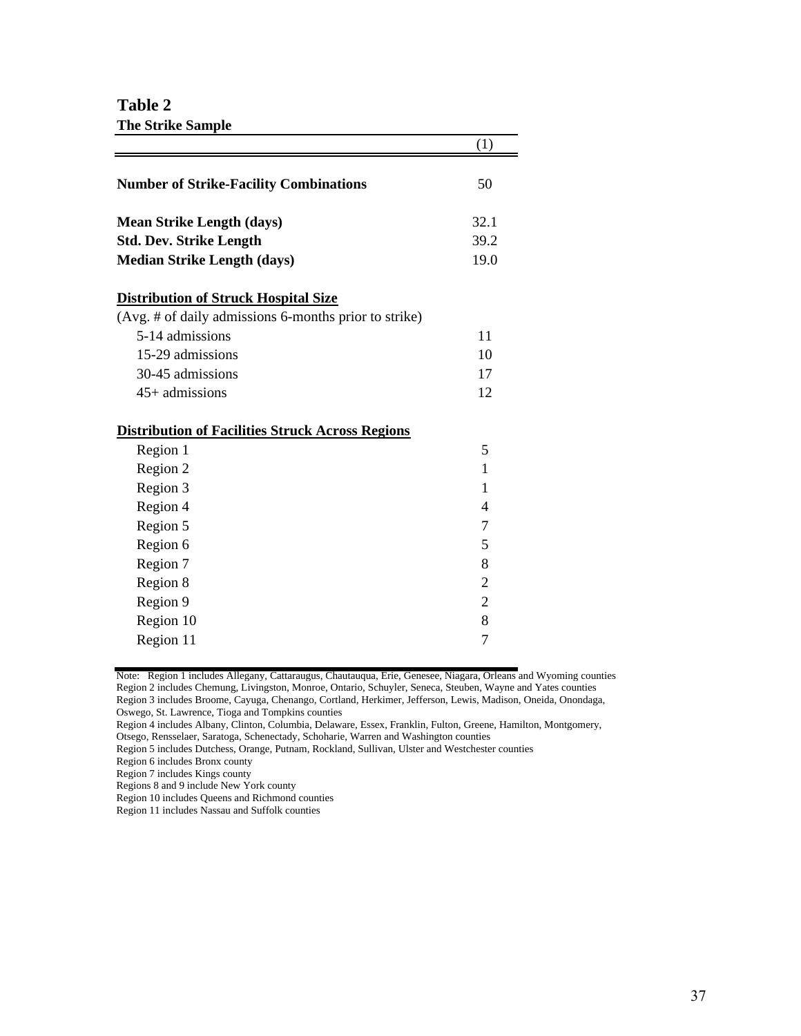**Table 2**

**The Strike Sample**

| | (1) |
|---|---|
| **Number of Strike-Facility Combinations** | 50 |
| **Mean Strike Length (days)** | 32.1 |
| **Std. Dev. Strike Length** | 39.2 |
| **Median Strike Length (days)** | 19.0 |
| **Distribution of Struck Hospital Size** | |
| (Avg. # of daily admissions 6-months prior to strike) | |
| 5-14 admissions | 11 |
| 15-29 admissions | 10 |
| 30-45 admissions | 17 |
| 45+ admissions | 12 |
| **Distribution of Facilities Struck Across Regions** | |
| Region 1 | 5 |
| Region 2 | 1 |
| Region 3 | 1 |
| Region 4 | 4 |
| Region 5 | 7 |
| Region 6 | 5 |
| Region 7 | 8 |
| Region 8 | 2 |
| Region 9 | 2 |
| Region 10 | 8 |
| Region 11 | 7 |

Note: Region 1 includes Allegany, Cattaraugus, Chautauqua, Erie, Genesee, Niagara, Orleans and Wyoming counties
Region 2 includes Chemung, Livingston, Monroe, Ontario, Schuyler, Seneca, Steuben, Wayne and Yates counties
Region 3 includes Broome, Cayuga, Chenango, Cortland, Herkimer, Jefferson, Lewis, Madison, Oneida, Onondaga, Oswego, St. Lawrence, Tioga and Tompkins counties
Region 4 includes Albany, Clinton, Columbia, Delaware, Essex, Franklin, Fulton, Greene, Hamilton, Montgomery, Otsego, Rensselaer, Saratoga, Schenectady, Schoharie, Warren and Washington counties
Region 5 includes Dutchess, Orange, Putnam, Rockland, Sullivan, Ulster and Westchester counties
Region 6 includes Bronx county
Region 7 includes Kings county
Regions 8 and 9 include New York county
Region 10 includes Queens and Richmond counties
Region 11 includes Nassau and Suffolk counties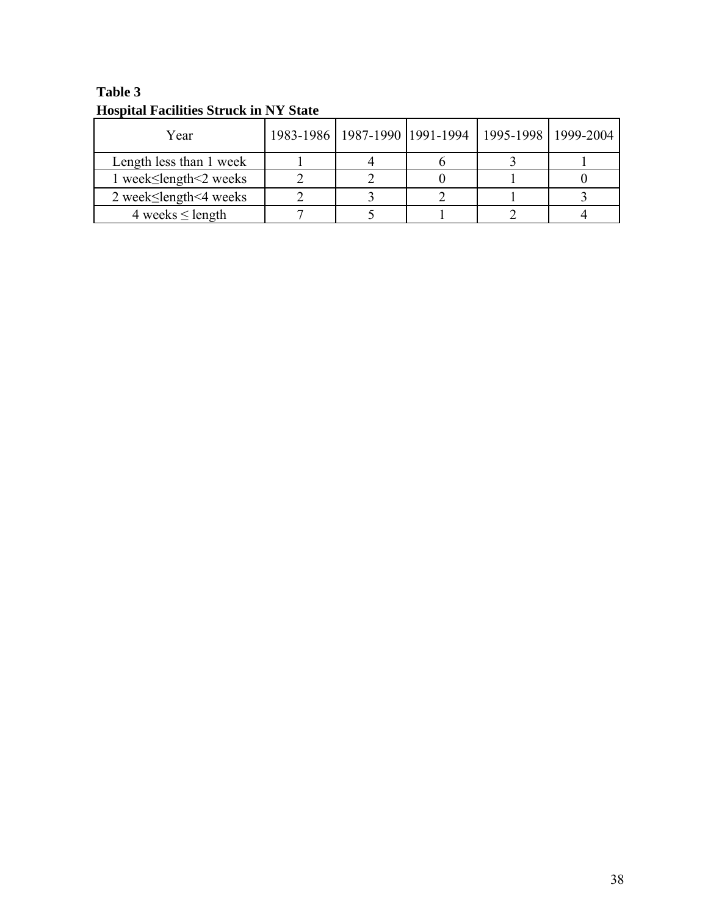**Table 3**
**Hospital Facilities Struck in NY State**

| Year | 1983-1986 | 1987-1990 | 1991-1994 | 1995-1998 | 1999-2004 |
|---|---|---|---|---|---|
| Length less than 1 week | 1 | 4 | 6 | 3 | 1 |
| 1 week≤length<2 weeks | 2 | 2 | 0 | 1 | 0 |
| 2 week≤length<4 weeks | 2 | 3 | 2 | 1 | 3 |
| 4 weeks ≤ length | 7 | 5 | 1 | 2 | 4 |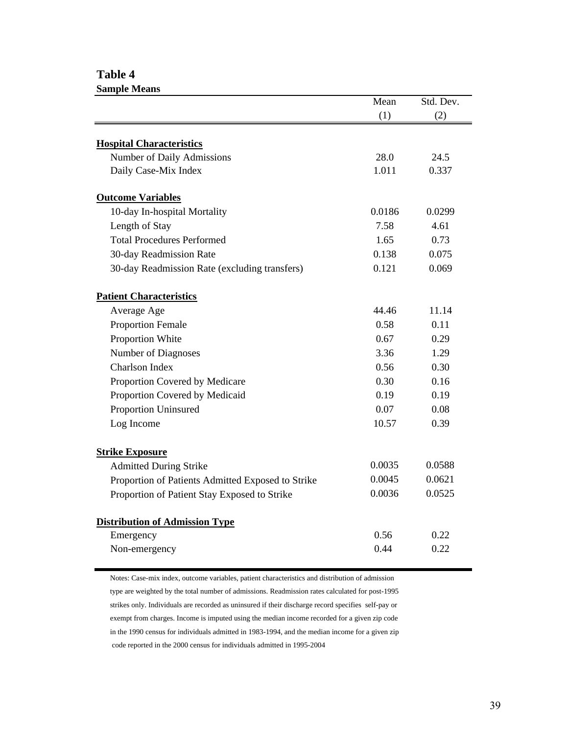**Table 4**

**Sample Means**

| | Mean (1) | Std. Dev. (2) |
|---|---|---|
| **Hospital Characteristics** | | |
| Number of Daily Admissions | 28.0 | 24.5 |
| Daily Case-Mix Index | 1.011 | 0.337 |
| **Outcome Variables** | | |
| 10-day In-hospital Mortality | 0.0186 | 0.0299 |
| Length of Stay | 7.58 | 4.61 |
| Total Procedures Performed | 1.65 | 0.73 |
| 30-day Readmission Rate | 0.138 | 0.075 |
| 30-day Readmission Rate (excluding transfers) | 0.121 | 0.069 |
| **Patient Characteristics** | | |
| Average Age | 44.46 | 11.14 |
| Proportion Female | 0.58 | 0.11 |
| Proportion White | 0.67 | 0.29 |
| Number of Diagnoses | 3.36 | 1.29 |
| Charlson Index | 0.56 | 0.30 |
| Proportion Covered by Medicare | 0.30 | 0.16 |
| Proportion Covered by Medicaid | 0.19 | 0.19 |
| Proportion Uninsured | 0.07 | 0.08 |
| Log Income | 10.57 | 0.39 |
| **Strike Exposure** | | |
| Admitted During Strike | 0.0035 | 0.0588 |
| Proportion of Patients Admitted Exposed to Strike | 0.0045 | 0.0621 |
| Proportion of Patient Stay Exposed to Strike | 0.0036 | 0.0525 |
| **Distribution of Admission Type** | | |
| Emergency | 0.56 | 0.22 |
| Non-emergency | 0.44 | 0.22 |

Notes: Case-mix index, outcome variables, patient characteristics and distribution of admission type are weighted by the total number of admissions. Readmission rates calculated for post-1995 strikes only. Individuals are recorded as uninsured if their discharge record specifies self-pay or exempt from charges. Income is imputed using the median income recorded for a given zip code in the 1990 census for individuals admitted in 1983-1994, and the median income for a given zip code reported in the 2000 census for individuals admitted in 1995-2004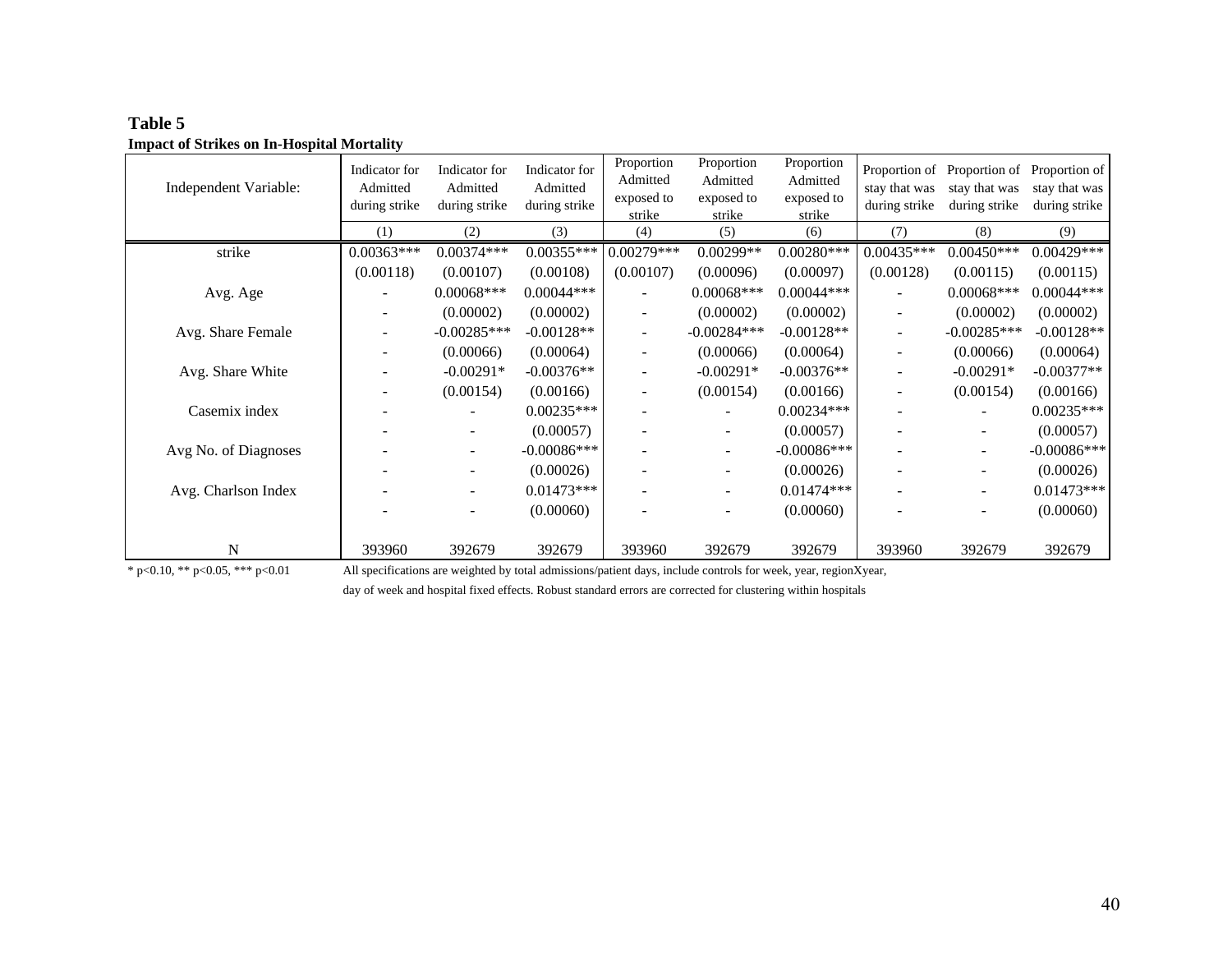**Table 5**
**Impact of Strikes on In-Hospital Mortality**

| Independent Variable: | Indicator for Admitted during strike | Indicator for Admitted during strike | Indicator for Admitted during strike | Proportion Admitted exposed to strike | Proportion Admitted exposed to strike | Proportion Admitted exposed to strike | Proportion of stay that was during strike | Proportion of stay that was during strike | Proportion of stay that was during strike |
|---|---|---|---|---|---|---|---|---|---|
| | (1) | (2) | (3) | (4) | (5) | (6) | (7) | (8) | (9) |
| strike | 0.00363*** | 0.00374*** | 0.00355*** | 0.00279*** | 0.00299** | 0.00280*** | 0.00435*** | 0.00450*** | 0.00429*** |
| | (0.00118) | (0.00107) | (0.00108) | (0.00107) | (0.00096) | (0.00097) | (0.00128) | (0.00115) | (0.00115) |
| Avg. Age | - | 0.00068*** | 0.00044*** | - | 0.00068*** | 0.00044*** | - | 0.00068*** | 0.00044*** |
| | - | (0.00002) | (0.00002) | - | (0.00002) | (0.00002) | - | (0.00002) | (0.00002) |
| Avg. Share Female | - | -0.00285*** | -0.00128** | - | -0.00284*** | -0.00128** | - | -0.00285*** | -0.00128** |
| | - | (0.00066) | (0.00064) | - | (0.00066) | (0.00064) | - | (0.00066) | (0.00064) |
| Avg. Share White | - | -0.00291* | -0.00376** | - | -0.00291* | -0.00376** | - | -0.00291* | -0.00377** |
| | - | (0.00154) | (0.00166) | - | (0.00154) | (0.00166) | - | (0.00154) | (0.00166) |
| Casemix index | - | - | 0.00235*** | - | - | 0.00234*** | - | - | 0.00235*** |
| | - | - | (0.00057) | - | - | (0.00057) | - | - | (0.00057) |
| Avg No. of Diagnoses | - | - | -0.00086*** | - | - | -0.00086*** | - | - | -0.00086*** |
| | - | - | (0.00026) | - | - | (0.00026) | - | - | (0.00026) |
| Avg. Charlson Index | - | - | 0.01473*** | - | - | 0.01474*** | - | - | 0.01473*** |
| | - | - | (0.00060) | - | - | (0.00060) | - | - | (0.00060) |
| N | 393960 | 392679 | 392679 | 393960 | 392679 | 392679 | 393960 | 392679 | 392679 |

\* p<0.10, ** p<0.05, *** p<0.01

All specifications are weighted by total admissions/patient days, include controls for week, year, regionXyear, day of week and hospital fixed effects. Robust standard errors are corrected for clustering within hospitals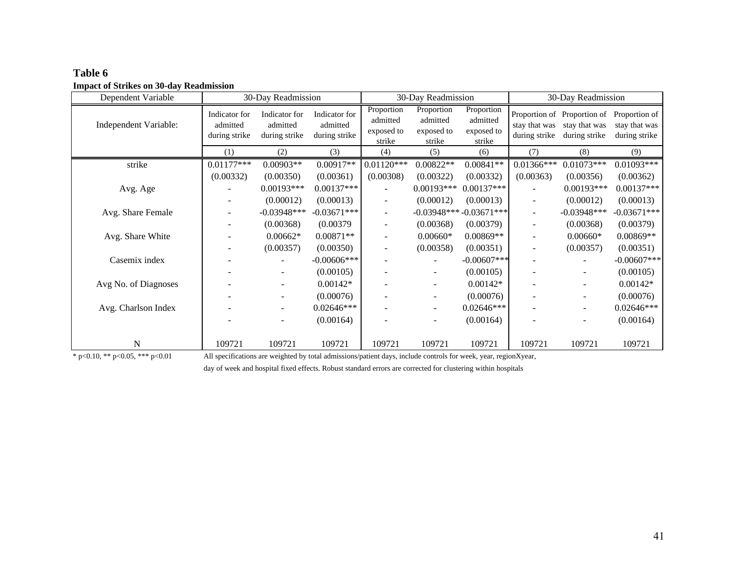**Table 6**

**Impact of Strikes on 30-day Readmission**

| Dependent Variable | 30-Day Readmission | | | 30-Day Readmission | | | 30-Day Readmission | | |
|---|---|---|---|---|---|---|---|---|---|
| Independent Variable: | Indicator for admitted during strike | Indicator for admitted during strike | Indicator for admitted during strike | Proportion admitted exposed to strike | Proportion admitted exposed to strike | Proportion admitted exposed to strike | Proportion of stay that was during strike | Proportion of stay that was during strike | Proportion of stay that was during strike |
| | (1) | (2) | (3) | (4) | (5) | (6) | (7) | (8) | (9) |
| strike | 0.01177*** | 0.00903** | 0.00917** | 0.01120*** | 0.00822** | 0.00841** | 0.01366*** | 0.01073*** | 0.01093*** |
| | (0.00332) | (0.00350) | (0.00361) | (0.00308) | (0.00322) | (0.00332) | (0.00363) | (0.00356) | (0.00362) |
| Avg. Age | - | 0.00193*** | 0.00137*** | - | 0.00193*** | 0.00137*** | - | 0.00193*** | 0.00137*** |
| | - | (0.00012) | (0.00013) | - | (0.00012) | (0.00013) | - | (0.00012) | (0.00013) |
| Avg. Share Female | - | -0.03948*** | -0.03671*** | - | -0.03948*** | -0.03671*** | - | -0.03948*** | -0.03671*** |
| | - | (0.00368) | (0.00379 | - | (0.00368) | (0.00379) | - | (0.00368) | (0.00379) |
| Avg. Share White | - | 0.00662* | 0.00871** | - | 0.00660* | 0.00869** | - | 0.00660* | 0.00869** |
| | - | (0.00357) | (0.00350) | - | (0.00358) | (0.00351) | - | (0.00357) | (0.00351) |
| Casemix index | - | - | -0.00606*** | - | - | -0.00607*** | - | - | -0.00607*** |
| | - | - | (0.00105) | - | - | (0.00105) | - | - | (0.00105) |
| Avg No. of Diagnoses | - | - | 0.00142* | - | - | 0.00142* | - | - | 0.00142* |
| | - | - | (0.00076) | - | - | (0.00076) | - | - | (0.00076) |
| Avg. Charlson Index | - | - | 0.02646*** | - | - | 0.02646*** | - | - | 0.02646*** |
| | - | - | (0.00164) | - | - | (0.00164) | - | - | (0.00164) |
| N | 109721 | 109721 | 109721 | 109721 | 109721 | 109721 | 109721 | 109721 | 109721 |

* p<0.10, ** p<0.05, *** p<0.01

All specifications are weighted by total admissions/patient days, include controls for week, year, regionXyear, day of week and hospital fixed effects. Robust standard errors are corrected for clustering within hospitals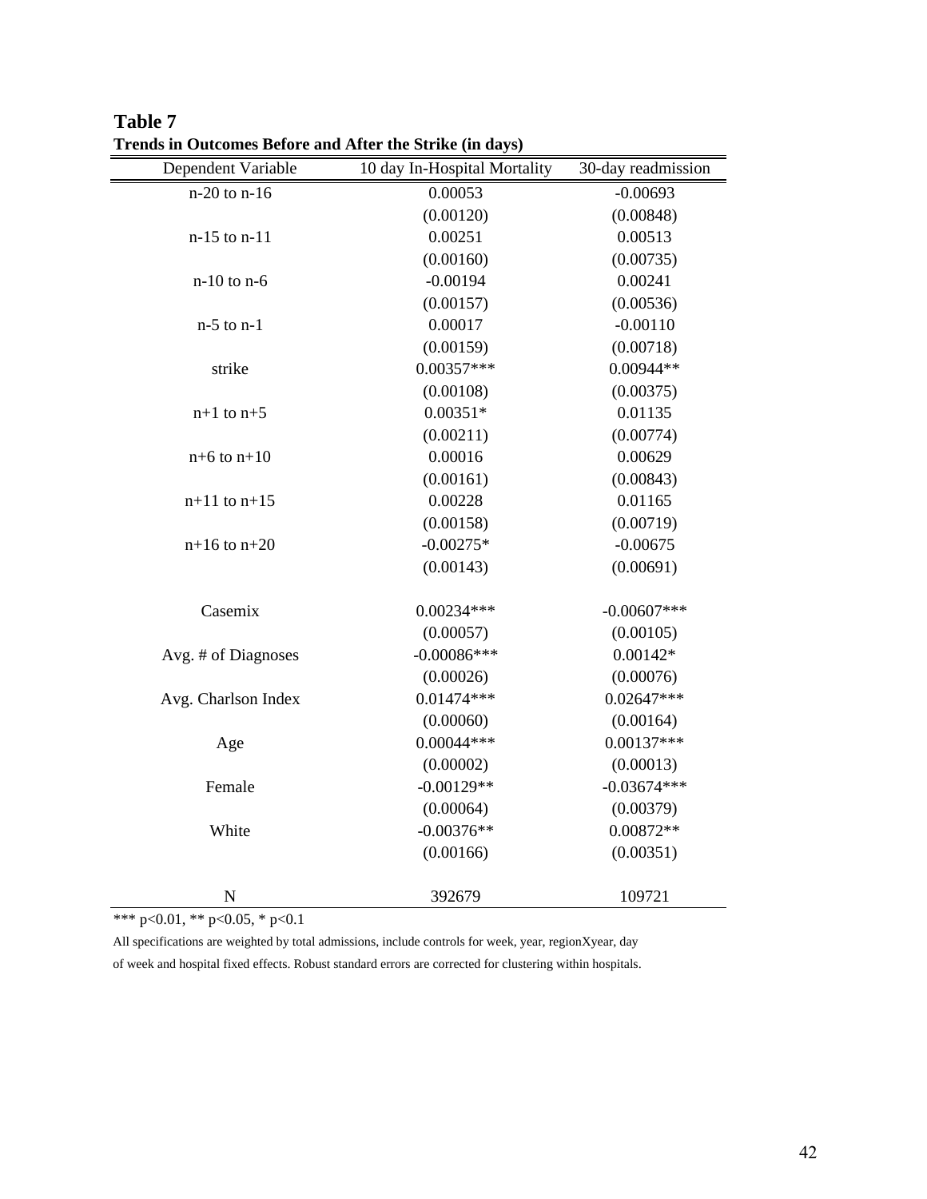**Table 7**
**Trends in Outcomes Before and After the Strike (in days)**

| Dependent Variable | 10 day In-Hospital Mortality | 30-day readmission |
|---|---|---|
| n-20 to n-16 | 0.00053 | -0.00693 |
| | (0.00120) | (0.00848) |
| n-15 to n-11 | 0.00251 | 0.00513 |
| | (0.00160) | (0.00735) |
| n-10 to n-6 | -0.00194 | 0.00241 |
| | (0.00157) | (0.00536) |
| n-5 to n-1 | 0.00017 | -0.00110 |
| | (0.00159) | (0.00718) |
| strike | 0.00357*** | 0.00944** |
| | (0.00108) | (0.00375) |
| n+1 to n+5 | 0.00351* | 0.01135 |
| | (0.00211) | (0.00774) |
| n+6 to n+10 | 0.00016 | 0.00629 |
| | (0.00161) | (0.00843) |
| n+11 to n+15 | 0.00228 | 0.01165 |
| | (0.00158) | (0.00719) |
| n+16 to n+20 | -0.00275* | -0.00675 |
| | (0.00143) | (0.00691) |
| Casemix | 0.00234*** | -0.00607*** |
| | (0.00057) | (0.00105) |
| Avg. # of Diagnoses | -0.00086*** | 0.00142* |
| | (0.00026) | (0.00076) |
| Avg. Charlson Index | 0.01474*** | 0.02647*** |
| | (0.00060) | (0.00164) |
| Age | 0.00044*** | 0.00137*** |
| | (0.00002) | (0.00013) |
| Female | -0.00129** | -0.03674*** |
| | (0.00064) | (0.00379) |
| White | -0.00376** | 0.00872** |
| | (0.00166) | (0.00351) |
| N | 392679 | 109721 |

*** p<0.01, ** p<0.05, * p<0.1

All specifications are weighted by total admissions, include controls for week, year, regionXyear, day of week and hospital fixed effects. Robust standard errors are corrected for clustering within hospitals.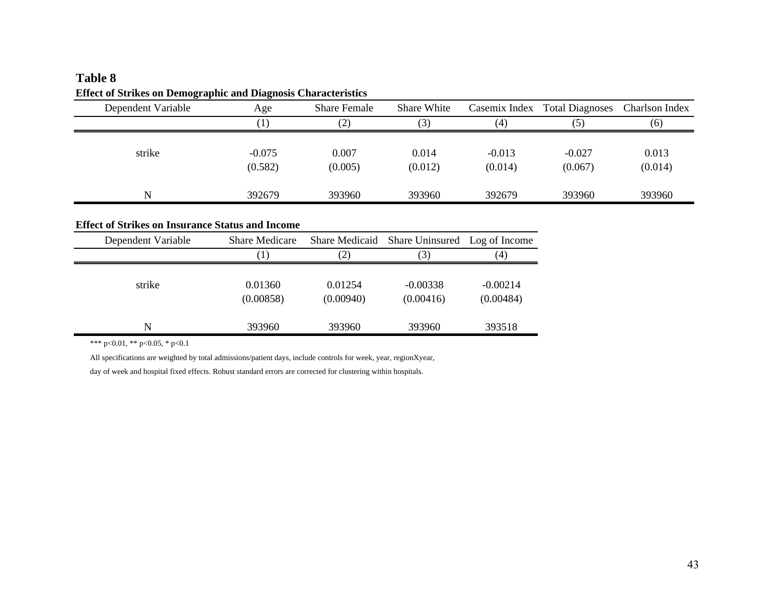**Table 8**

**Effect of Strikes on Demographic and Diagnosis Characteristics**

| Dependent Variable | Age | Share Female | Share White | Casemix Index | Total Diagnoses | Charlson Index |
|---|---|---|---|---|---|---|
| | (1) | (2) | (3) | (4) | (5) | (6) |
| strike | -0.075 | 0.007 | 0.014 | -0.013 | -0.027 | 0.013 |
| | (0.582) | (0.005) | (0.012) | (0.014) | (0.067) | (0.014) |
| N | 392679 | 393960 | 393960 | 392679 | 393960 | 393960 |

**Effect of Strikes on Insurance Status and Income**

| Dependent Variable | Share Medicare | Share Medicaid | Share Uninsured | Log of Income |
|---|---|---|---|---|
| | (1) | (2) | (3) | (4) |
| strike | 0.01360 | 0.01254 | -0.00338 | -0.00214 |
| | (0.00858) | (0.00940) | (0.00416) | (0.00484) |
| N | 393960 | 393960 | 393960 | 393518 |

*** p<0.01, ** p<0.05, * p<0.1

All specifications are weighted by total admissions/patient days, include controls for week, year, regionXyear, day of week and hospital fixed effects. Robust standard errors are corrected for clustering within hospitals.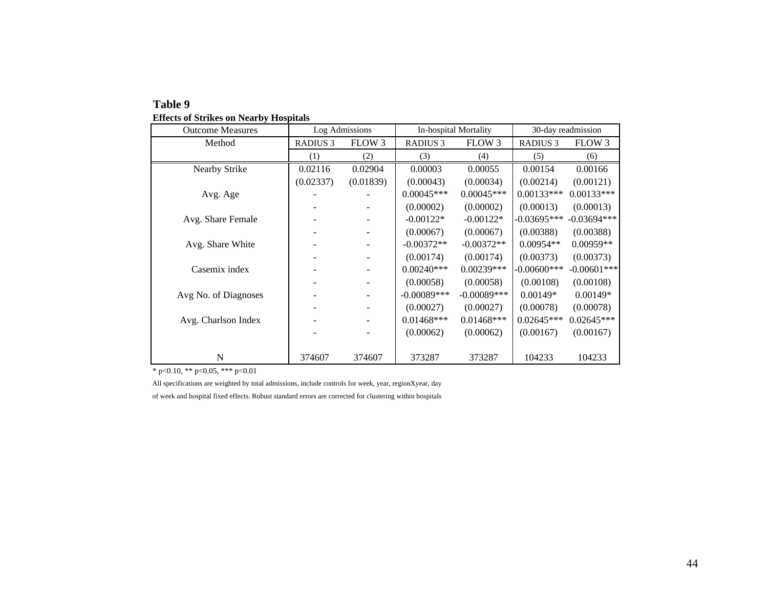**Table 9**

**Effects of Strikes on Nearby Hospitals**

| Outcome Measures | Log Admissions | | In-hospital Mortality | | 30-day readmission | |
|---|---|---|---|---|---|---|
| Method | RADIUS 3 | FLOW 3 | RADIUS 3 | FLOW 3 | RADIUS 3 | FLOW 3 |
| | (1) | (2) | (3) | (4) | (5) | (6) |
| Nearby Strike | 0.02116 | 0.02904 | 0.00003 | 0.00055 | 0.00154 | 0.00166 |
| | (0.02337) | (0.01839) | (0.00043) | (0.00034) | (0.00214) | (0.00121) |
| Avg. Age | - | - | 0.00045*** | 0.00045*** | 0.00133*** | 0.00133*** |
| | - | - | (0.00002) | (0.00002) | (0.00013) | (0.00013) |
| Avg. Share Female | - | - | -0.00122* | -0.00122* | -0.03695*** | -0.03694*** |
| | - | - | (0.00067) | (0.00067) | (0.00388) | (0.00388) |
| Avg. Share White | - | - | -0.00372** | -0.00372** | 0.00954** | 0.00959** |
| | - | - | (0.00174) | (0.00174) | (0.00373) | (0.00373) |
| Casemix index | - | - | 0.00240*** | 0.00239*** | -0.00600*** | -0.00601*** |
| | - | - | (0.00058) | (0.00058) | (0.00108) | (0.00108) |
| Avg No. of Diagnoses | - | - | -0.00089*** | -0.00089*** | 0.00149* | 0.00149* |
| | - | - | (0.00027) | (0.00027) | (0.00078) | (0.00078) |
| Avg. Charlson Index | - | - | 0.01468*** | 0.01468*** | 0.02645*** | 0.02645*** |
| | - | - | (0.00062) | (0.00062) | (0.00167) | (0.00167) |
| N | 374607 | 374607 | 373287 | 373287 | 104233 | 104233 |

* p<0.10, ** p<0.05, *** p<0.01

All specifications are weighted by total admissions, include controls for week, year, regionXyear, day of week and hospital fixed effects. Robust standard errors are corrected for clustering within hospitals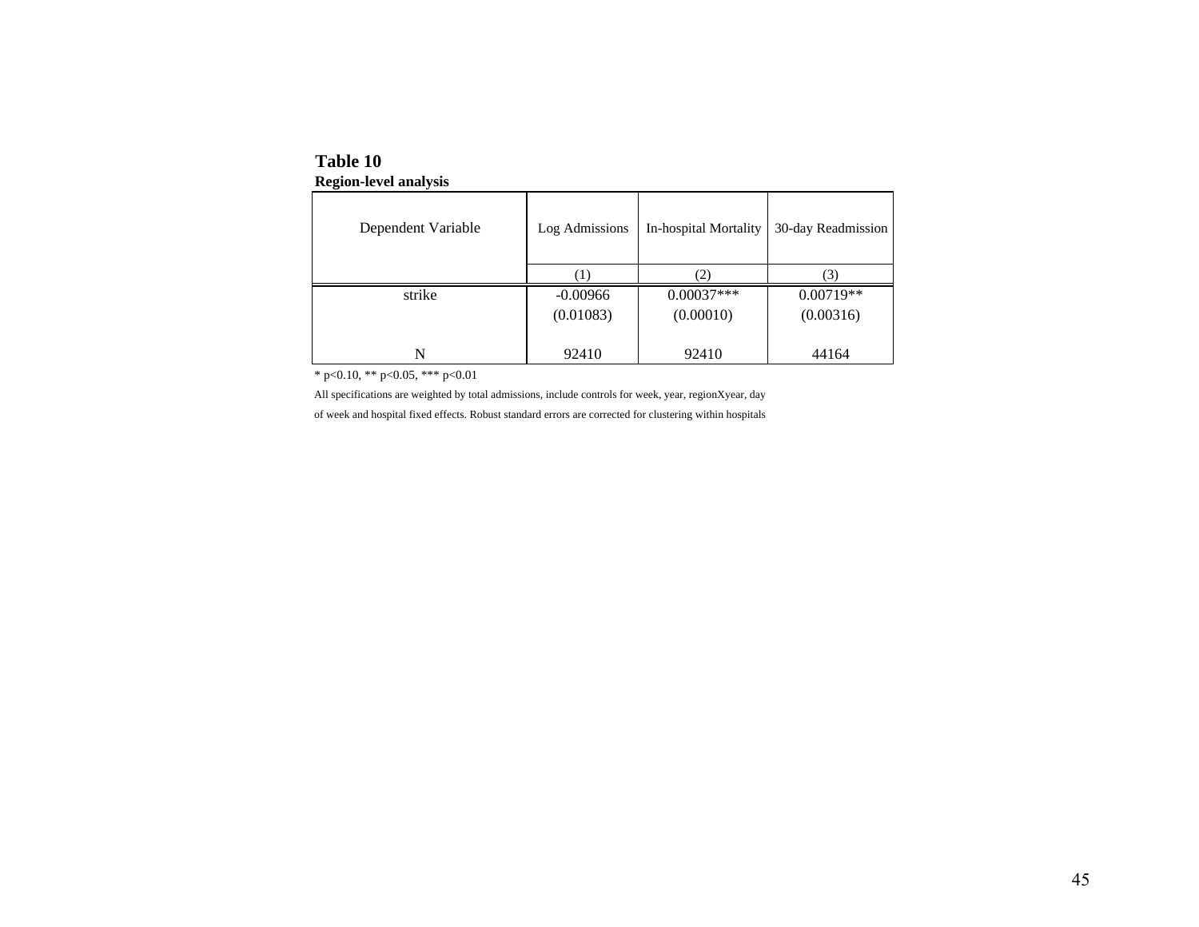**Table 10**
**Region-level analysis**

| Dependent Variable | Log Admissions | In-hospital Mortality | 30-day Readmission |
|---|---|---|---|
| | (1) | (2) | (3) |
| strike | -0.00966 | 0.00037*** | 0.00719** |
| | (0.01083) | (0.00010) | (0.00316) |
| N | 92410 | 92410 | 44164 |

* p<0.10, ** p<0.05, *** p<0.01

All specifications are weighted by total admissions, include controls for week, year, regionXyear, day of week and hospital fixed effects. Robust standard errors are corrected for clustering within hospitals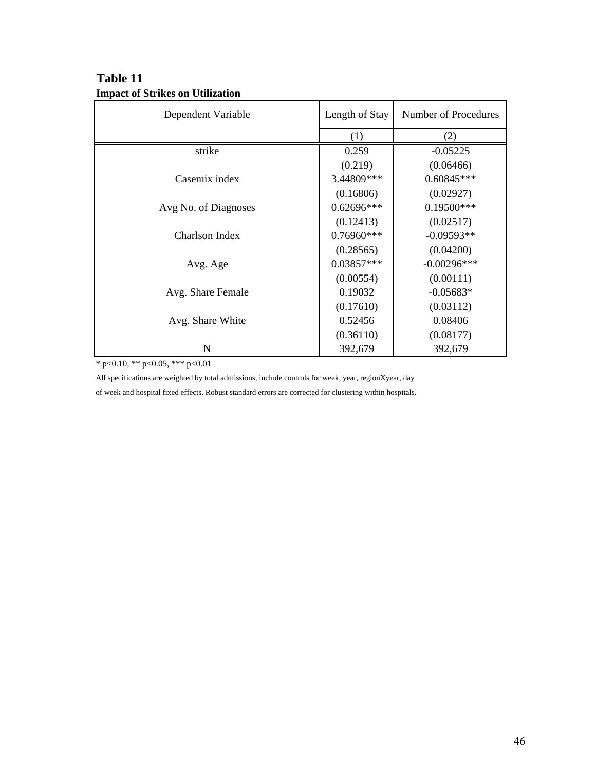**Table 11**

**Impact of Strikes on Utilization**

| Dependent Variable | Length of Stay | Number of Procedures |
|---|---|---|
| | (1) | (2) |
| strike | 0.259 | -0.05225 |
| | (0.219) | (0.06466) |
| Casemix index | 3.44809*** | 0.60845*** |
| | (0.16806) | (0.02927) |
| Avg No. of Diagnoses | 0.62696*** | 0.19500*** |
| | (0.12413) | (0.02517) |
| Charlson Index | 0.76960*** | -0.09593** |
| | (0.28565) | (0.04200) |
| Avg. Age | 0.03857*** | -0.00296*** |
| | (0.00554) | (0.00111) |
| Avg. Share Female | 0.19032 | -0.05683* |
| | (0.17610) | (0.03112) |
| Avg. Share White | 0.52456 | 0.08406 |
| | (0.36110) | (0.08177) |
| N | 392,679 | 392,679 |

* p<0.10, ** p<0.05, *** p<0.01

All specifications are weighted by total admissions, include controls for week, year, regionXyear, day of week and hospital fixed effects. Robust standard errors are corrected for clustering within hospitals.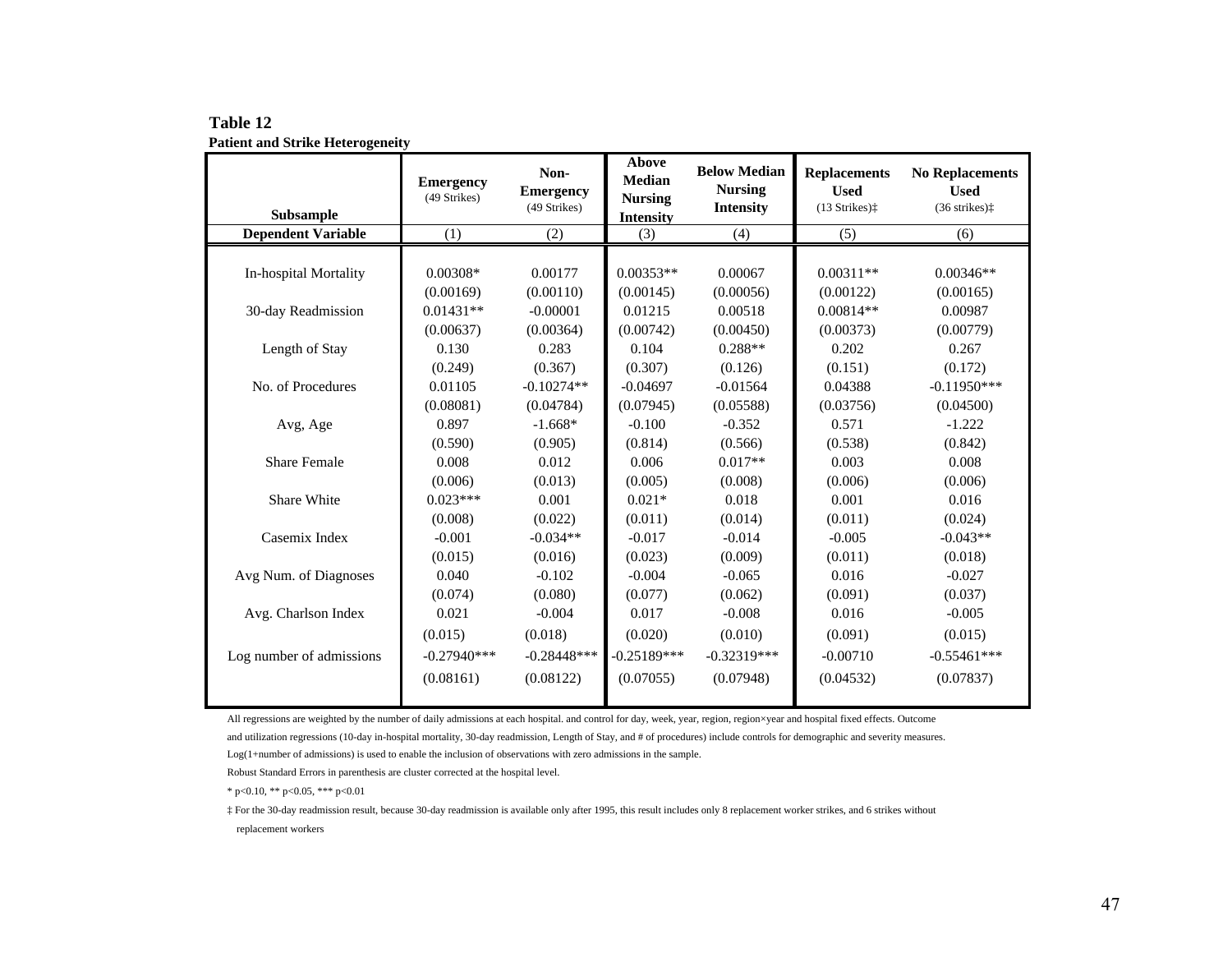**Table 12**
**Patient and Strike Heterogeneity**

| Subsample | **Emergency** (49 Strikes) | **Non-Emergency** (49 Strikes) | **Above Median Nursing Intensity** | **Below Median Nursing Intensity** | **Replacements Used** (13 Strikes)‡ | **No Replacements Used** (36 strikes)‡ |
|---|---|---|---|---|---|---|
| **Dependent Variable** | (1) | (2) | (3) | (4) | (5) | (6) |
| In-hospital Mortality | 0.00308* | 0.00177 | 0.00353** | 0.00067 | 0.00311** | 0.00346** |
| | (0.00169) | (0.00110) | (0.00145) | (0.00056) | (0.00122) | (0.00165) |
| 30-day Readmission | 0.01431** | -0.00001 | 0.01215 | 0.00518 | 0.00814** | 0.00987 |
| | (0.00637) | (0.00364) | (0.00742) | (0.00450) | (0.00373) | (0.00779) |
| Length of Stay | 0.130 | 0.283 | 0.104 | 0.288** | 0.202 | 0.267 |
| | (0.249) | (0.367) | (0.307) | (0.126) | (0.151) | (0.172) |
| No. of Procedures | 0.01105 | -0.10274** | -0.04697 | -0.01564 | 0.04388 | -0.11950*** |
| | (0.08081) | (0.04784) | (0.07945) | (0.05588) | (0.03756) | (0.04500) |
| Avg, Age | 0.897 | -1.668* | -0.100 | -0.352 | 0.571 | -1.222 |
| | (0.590) | (0.905) | (0.814) | (0.566) | (0.538) | (0.842) |
| Share Female | 0.008 | 0.012 | 0.006 | 0.017** | 0.003 | 0.008 |
| | (0.006) | (0.013) | (0.005) | (0.008) | (0.006) | (0.006) |
| Share White | 0.023*** | 0.001 | 0.021* | 0.018 | 0.001 | 0.016 |
| | (0.008) | (0.022) | (0.011) | (0.014) | (0.011) | (0.024) |
| Casemix Index | -0.001 | -0.034** | -0.017 | -0.014 | -0.005 | -0.043** |
| | (0.015) | (0.016) | (0.023) | (0.009) | (0.011) | (0.018) |
| Avg Num. of Diagnoses | 0.040 | -0.102 | -0.004 | -0.065 | 0.016 | -0.027 |
| | (0.074) | (0.080) | (0.077) | (0.062) | (0.091) | (0.037) |
| Avg. Charlson Index | 0.021 | -0.004 | 0.017 | -0.008 | 0.016 | -0.005 |
| | (0.015) | (0.018) | (0.020) | (0.010) | (0.091) | (0.015) |
| Log number of admissions | -0.27940*** | -0.28448*** | -0.25189*** | -0.32319*** | -0.00710 | -0.55461*** |
| | (0.08161) | (0.08122) | (0.07055) | (0.07948) | (0.04532) | (0.07837) |

All regressions are weighted by the number of daily admissions at each hospital. and control for day, week, year, region, region×year and hospital fixed effects. Outcome and utilization regressions (10-day in-hospital mortality, 30-day readmission, Length of Stay, and # of procedures) include controls for demographic and severity measures.

Log(1+number of admissions) is used to enable the inclusion of observations with zero admissions in the sample.

Robust Standard Errors in parenthesis are cluster corrected at the hospital level.

* p<0.10, ** p<0.05, *** p<0.01

‡ For the 30-day readmission result, because 30-day readmission is available only after 1995, this result includes only 8 replacement worker strikes, and 6 strikes without replacement workers